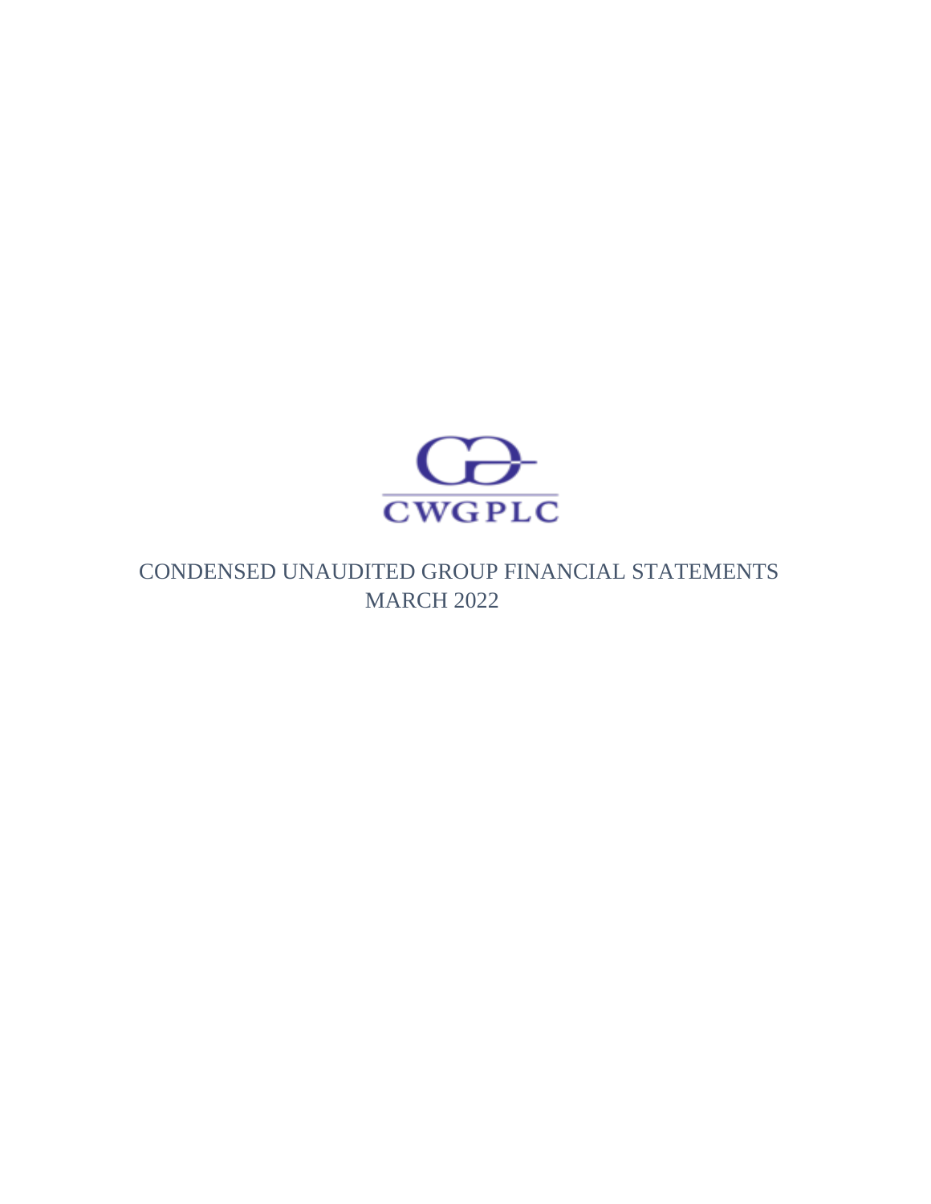CWGPLC

# CONDENSED UNAUDITED GROUP FINANCIAL STATEMENTS

## MARCH 2022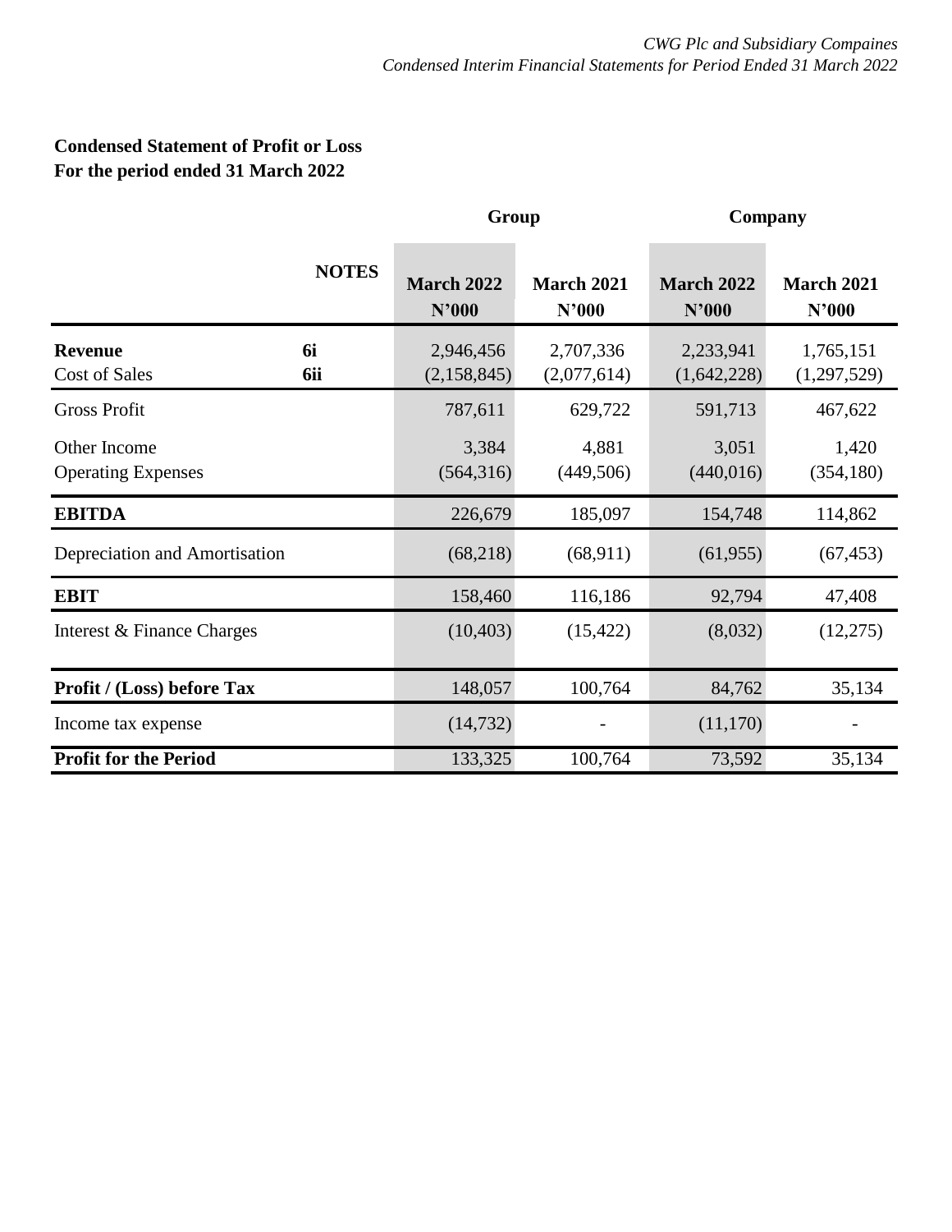**Condensed Statement of Profit or Loss**
**For the period ended 31 March 2022**

| | NOTES | Group | | Company | |
|---|---|---|---|---|---|
| | | **March 2022 N'000** | **March 2021 N'000** | **March 2022 N'000** | **March 2021 N'000** |
| **Revenue** | **6i** | 2,946,456 | 2,707,336 | 2,233,941 | 1,765,151 |
| Cost of Sales | **6ii** | (2,158,845) | (2,077,614) | (1,642,228) | (1,297,529) |
| Gross Profit | | 787,611 | 629,722 | 591,713 | 467,622 |
| Other Income | | 3,384 | 4,881 | 3,051 | 1,420 |
| Operating Expenses | | (564,316) | (449,506) | (440,016) | (354,180) |
| **EBITDA** | | 226,679 | 185,097 | 154,748 | 114,862 |
| Depreciation and Amortisation | | (68,218) | (68,911) | (61,955) | (67,453) |
| **EBIT** | | 158,460 | 116,186 | 92,794 | 47,408 |
| Interest & Finance Charges | | (10,403) | (15,422) | (8,032) | (12,275) |
| **Profit / (Loss) before Tax** | | 148,057 | 100,764 | 84,762 | 35,134 |
| Income tax expense | | (14,732) | - | (11,170) | - |
| **Profit for the Period** | | 133,325 | 100,764 | 73,592 | 35,134 |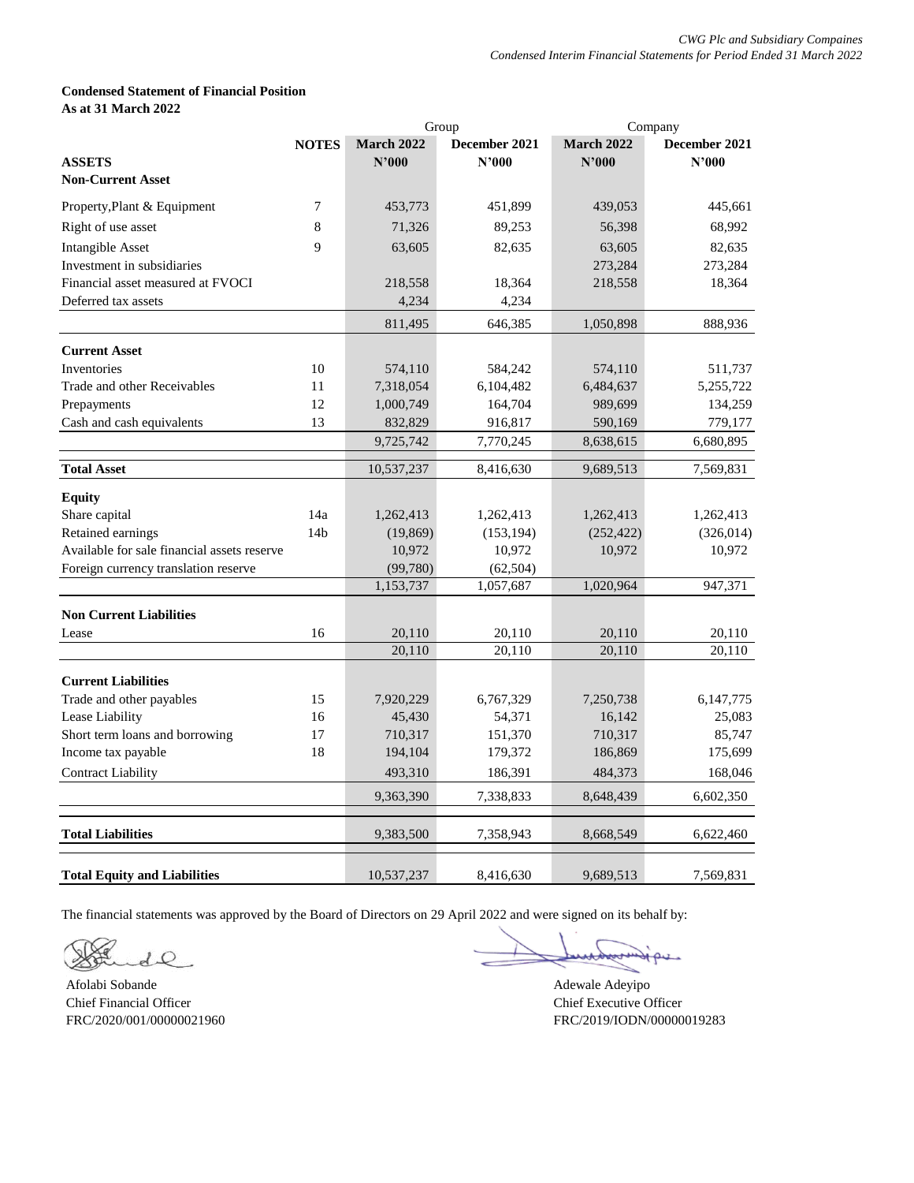**Condensed Statement of Financial Position**
**As at 31 March 2022**

| | | Group | | Company | |
|---|---|---|---|---|---|
| | **NOTES** | **March 2022** | **December 2021** | **March 2022** | **December 2021** |
| **ASSETS** | | **N'000** | **N'000** | **N'000** | **N'000** |
| **Non-Current Asset** | | | | | |
| Property,Plant & Equipment | 7 | 453,773 | 451,899 | 439,053 | 445,661 |
| Right of use asset | 8 | 71,326 | 89,253 | 56,398 | 68,992 |
| Intangible Asset | 9 | 63,605 | 82,635 | 63,605 | 82,635 |
| Investment in subsidiaries | | | | 273,284 | 273,284 |
| Financial asset measured at FVOCI | | 218,558 | 18,364 | 218,558 | 18,364 |
| Deferred tax assets | | 4,234 | 4,234 | | |
| | | 811,495 | 646,385 | 1,050,898 | 888,936 |
| **Current Asset** | | | | | |
| Inventories | 10 | 574,110 | 584,242 | 574,110 | 511,737 |
| Trade and other Receivables | 11 | 7,318,054 | 6,104,482 | 6,484,637 | 5,255,722 |
| Prepayments | 12 | 1,000,749 | 164,704 | 989,699 | 134,259 |
| Cash and cash equivalents | 13 | 832,829 | 916,817 | 590,169 | 779,177 |
| | | 9,725,742 | 7,770,245 | 8,638,615 | 6,680,895 |
| **Total Asset** | | 10,537,237 | 8,416,630 | 9,689,513 | 7,569,831 |
| **Equity** | | | | | |
| Share capital | 14a | 1,262,413 | 1,262,413 | 1,262,413 | 1,262,413 |
| Retained earnings | 14b | (19,869) | (153,194) | (252,422) | (326,014) |
| Available for sale financial assets reserve | | 10,972 | 10,972 | 10,972 | 10,972 |
| Foreign currency translation reserve | | (99,780) | (62,504) | | |
| | | 1,153,737 | 1,057,687 | 1,020,964 | 947,371 |
| **Non Current Liabilities** | | | | | |
| Lease | 16 | 20,110 | 20,110 | 20,110 | 20,110 |
| | | 20,110 | 20,110 | 20,110 | 20,110 |
| **Current Liabilities** | | | | | |
| Trade and other payables | 15 | 7,920,229 | 6,767,329 | 7,250,738 | 6,147,775 |
| Lease Liability | 16 | 45,430 | 54,371 | 16,142 | 25,083 |
| Short term loans and borrowing | 17 | 710,317 | 151,370 | 710,317 | 85,747 |
| Income tax payable | 18 | 194,104 | 179,372 | 186,869 | 175,699 |
| Contract Liability | | 493,310 | 186,391 | 484,373 | 168,046 |
| | | 9,363,390 | 7,338,833 | 8,648,439 | 6,602,350 |
| **Total Liabilities** | | 9,383,500 | 7,358,943 | 8,668,549 | 6,622,460 |
| **Total Equity and Liabilities** | | 10,537,237 | 8,416,630 | 9,689,513 | 7,569,831 |

The financial statements was approved by the Board of Directors on 29 April 2022 and were signed on its behalf by:

Afolabi Sobande
Chief Financial Officer
FRC/2020/001/00000021960

Adewale Adeyipo
Chief Executive Officer
FRC/2019/IODN/00000019283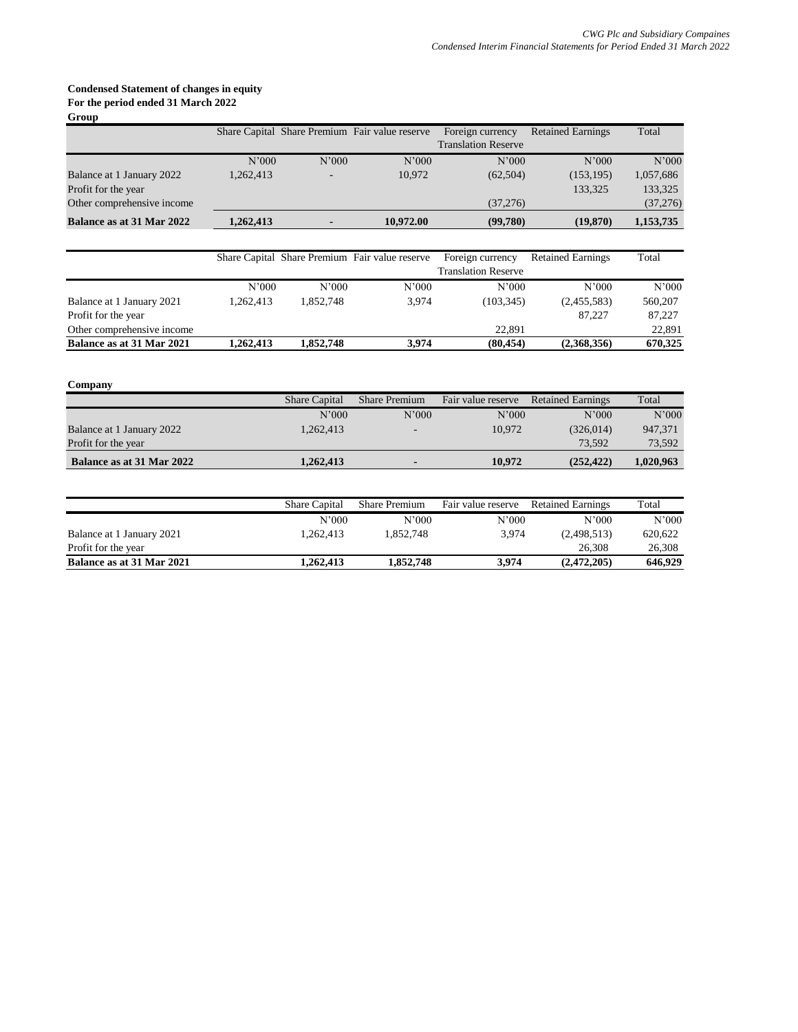**Condensed Statement of changes in equity**
**For the period ended 31 March 2022**
**Group**

| | Share Capital | Share Premium | Fair value reserve | Foreign currency Translation Reserve | Retained Earnings | Total |
|---|---|---|---|---|---|---|
| | N'000 | N'000 | N'000 | N'000 | N'000 | N'000 |
| Balance at 1 January 2022 | 1,262,413 | - | 10,972 | (62,504) | (153,195) | 1,057,686 |
| Profit for the year | | | | | 133,325 | 133,325 |
| Other comprehensive income | | | | (37,276) | | (37,276) |
| **Balance as at 31 Mar 2022** | **1,262,413** | **-** | **10,972.00** | **(99,780)** | **(19,870)** | **1,153,735** |

| | Share Capital | Share Premium | Fair value reserve | Foreign currency Translation Reserve | Retained Earnings | Total |
|---|---|---|---|---|---|---|
| | N'000 | N'000 | N'000 | N'000 | N'000 | N'000 |
| Balance at 1 January 2021 | 1,262,413 | 1,852,748 | 3,974 | (103,345) | (2,455,583) | 560,207 |
| Profit for the year | | | | | 87,227 | 87,227 |
| Other comprehensive income | | | | 22,891 | | 22,891 |
| **Balance as at 31 Mar 2021** | **1,262,413** | **1,852,748** | **3,974** | **(80,454)** | **(2,368,356)** | **670,325** |

**Company**

| | Share Capital | Share Premium | Fair value reserve | Retained Earnings | Total |
|---|---|---|---|---|---|
| | N'000 | N'000 | N'000 | N'000 | N'000 |
| Balance at 1 January 2022 | 1,262,413 | - | 10,972 | (326,014) | 947,371 |
| Profit for the year | | | | 73,592 | 73,592 |
| **Balance as at 31 Mar 2022** | **1,262,413** | **-** | **10,972** | **(252,422)** | **1,020,963** |

| | Share Capital | Share Premium | Fair value reserve | Retained Earnings | Total |
|---|---|---|---|---|---|
| | N'000 | N'000 | N'000 | N'000 | N'000 |
| Balance at 1 January 2021 | 1,262,413 | 1,852,748 | 3,974 | (2,498,513) | 620,622 |
| Profit for the year | | | | 26,308 | 26,308 |
| **Balance as at 31 Mar 2021** | **1,262,413** | **1,852,748** | **3,974** | **(2,472,205)** | **646,929** |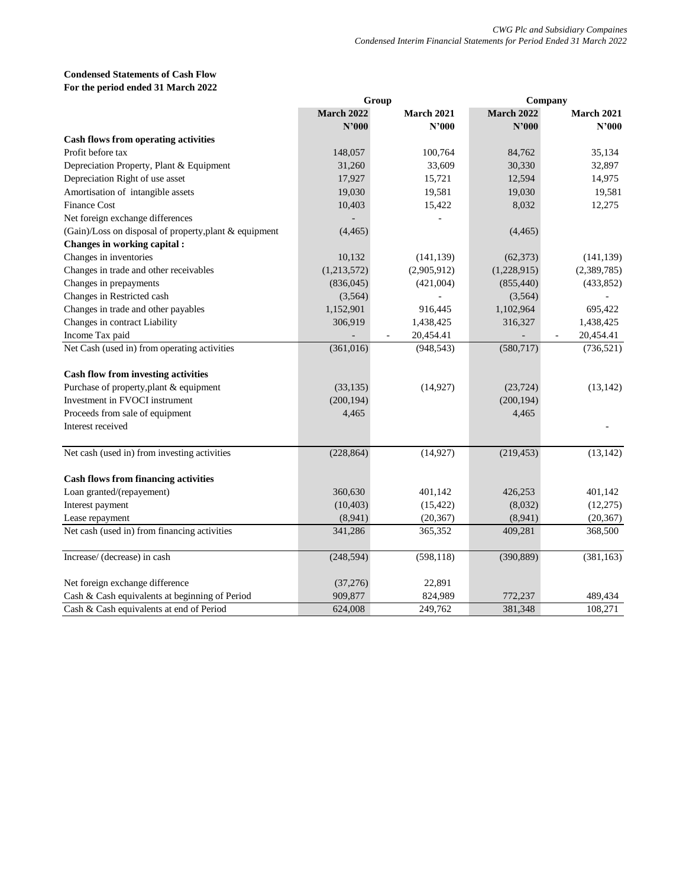**Condensed Statements of Cash Flow**
**For the period ended 31 March 2022**

| | Group | | Company | |
|---|---|---|---|---|
| | **March 2022** | **March 2021** | **March 2022** | **March 2021** |
| | **N'000** | **N'000** | **N'000** | **N'000** |
| **Cash flows from operating activities** | | | | |
| Profit before tax | 148,057 | 100,764 | 84,762 | 35,134 |
| Depreciation Property, Plant & Equipment | 31,260 | 33,609 | 30,330 | 32,897 |
| Depreciation Right of use asset | 17,927 | 15,721 | 12,594 | 14,975 |
| Amortisation of intangible assets | 19,030 | 19,581 | 19,030 | 19,581 |
| Finance Cost | 10,403 | 15,422 | 8,032 | 12,275 |
| Net foreign exchange differences | - | - | | |
| (Gain)/Loss on disposal of property,plant & equipment | (4,465) | | (4,465) | |
| **Changes in working capital :** | | | | |
| Changes in inventories | 10,132 | (141,139) | (62,373) | (141,139) |
| Changes in trade and other receivables | (1,213,572) | (2,905,912) | (1,228,915) | (2,389,785) |
| Changes in prepayments | (836,045) | (421,004) | (855,440) | (433,852) |
| Changes in Restricted cash | (3,564) | - | (3,564) | - |
| Changes in trade and other payables | 1,152,901 | 916,445 | 1,102,964 | 695,422 |
| Changes in contract Liability | 306,919 | 1,438,425 | 316,327 | 1,438,425 |
| Income Tax paid | - | - 20,454.41 | - | - 20,454.41 |
| Net Cash (used in) from operating activities | (361,016) | (948,543) | (580,717) | (736,521) |
| **Cash flow from investing activities** | | | | |
| Purchase of property,plant & equipment | (33,135) | (14,927) | (23,724) | (13,142) |
| Investment in FVOCI instrument | (200,194) | | (200,194) | |
| Proceeds from sale of equipment | 4,465 | | 4,465 | |
| Interest received | | | | - |
| Net cash (used in) from investing activities | (228,864) | (14,927) | (219,453) | (13,142) |
| **Cash flows from financing activities** | | | | |
| Loan granted/(repayement) | 360,630 | 401,142 | 426,253 | 401,142 |
| Interest payment | (10,403) | (15,422) | (8,032) | (12,275) |
| Lease repayment | (8,941) | (20,367) | (8,941) | (20,367) |
| Net cash (used in) from financing activities | 341,286 | 365,352 | 409,281 | 368,500 |
| Increase/ (decrease) in cash | (248,594) | (598,118) | (390,889) | (381,163) |
| Net foreign exchange difference | (37,276) | 22,891 | | |
| Cash & Cash equivalents at beginning of Period | 909,877 | 824,989 | 772,237 | 489,434 |
| Cash & Cash equivalents at end of Period | 624,008 | 249,762 | 381,348 | 108,271 |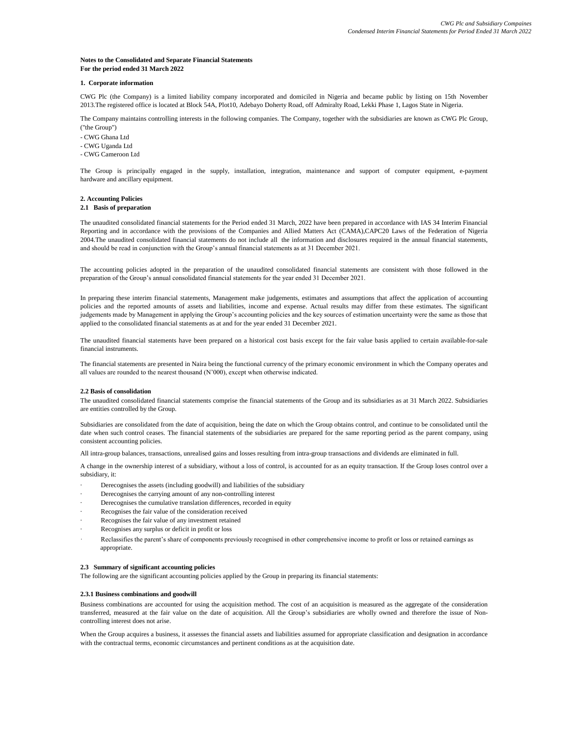**Notes to the Consolidated and Separate Financial Statements**
**For the period ended 31 March 2022**

### 1. Corporate information

CWG Plc (the Company) is a limited liability company incorporated and domiciled in Nigeria and became public by listing on 15th November 2013.The registered office is located at Block 54A, Plot10, Adebayo Doherty Road, off Admiralty Road, Lekki Phase 1, Lagos State in Nigeria.

The Company maintains controlling interests in the following companies. The Company, together with the subsidiaries are known as CWG Plc Group, ("the Group")

- CWG Ghana Ltd
- CWG Uganda Ltd
- CWG Cameroon Ltd

The Group is principally engaged in the supply, installation, integration, maintenance and support of computer equipment, e-payment hardware and ancillary equipment.

### 2. Accounting Policies

#### 2.1 Basis of preparation

The unaudited consolidated financial statements for the Period ended 31 March, 2022 have been prepared in accordance with IAS 34 Interim Financial Reporting and in accordance with the provisions of the Companies and Allied Matters Act (CAMA),CAPC20 Laws of the Federation of Nigeria 2004.The unaudited consolidated financial statements do not include all the information and disclosures required in the annual financial statements, and should be read in conjunction with the Group's annual financial statements as at 31 December 2021.

The accounting policies adopted in the preparation of the unaudited consolidated financial statements are consistent with those followed in the preparation of the Group's annual consolidated financial statements for the year ended 31 December 2021.

In preparing these interim financial statements, Management make judgements, estimates and assumptions that affect the application of accounting policies and the reported amounts of assets and liabilities, income and expense. Actual results may differ from these estimates. The significant judgements made by Management in applying the Group's accounting policies and the key sources of estimation uncertainty were the same as those that applied to the consolidated financial statements as at and for the year ended 31 December 2021.

The unaudited financial statements have been prepared on a historical cost basis except for the fair value basis applied to certain available-for-sale financial instruments.

The financial statements are presented in Naira being the functional currency of the primary economic environment in which the Company operates and all values are rounded to the nearest thousand (N'000), except when otherwise indicated.

#### 2.2 Basis of consolidation

The unaudited consolidated financial statements comprise the financial statements of the Group and its subsidiaries as at 31 March 2022. Subsidiaries are entities controlled by the Group.

Subsidiaries are consolidated from the date of acquisition, being the date on which the Group obtains control, and continue to be consolidated until the date when such control ceases. The financial statements of the subsidiaries are prepared for the same reporting period as the parent company, using consistent accounting policies.

All intra-group balances, transactions, unrealised gains and losses resulting from intra-group transactions and dividends are eliminated in full.

A change in the ownership interest of a subsidiary, without a loss of control, is accounted for as an equity transaction. If the Group loses control over a subsidiary, it:

- Derecognises the assets (including goodwill) and liabilities of the subsidiary
- Derecognises the carrying amount of any non-controlling interest
- Derecognises the cumulative translation differences, recorded in equity
- Recognises the fair value of the consideration received
- Recognises the fair value of any investment retained
- Recognises any surplus or deficit in profit or loss
- Reclassifies the parent's share of components previously recognised in other comprehensive income to profit or loss or retained earnings as appropriate.

#### 2.3 Summary of significant accounting policies

The following are the significant accounting policies applied by the Group in preparing its financial statements:

##### 2.3.1 Business combinations and goodwill

Business combinations are accounted for using the acquisition method. The cost of an acquisition is measured as the aggregate of the consideration transferred, measured at the fair value on the date of acquisition. All the Group's subsidiaries are wholly owned and therefore the issue of Non-controlling interest does not arise.

When the Group acquires a business, it assesses the financial assets and liabilities assumed for appropriate classification and designation in accordance with the contractual terms, economic circumstances and pertinent conditions as at the acquisition date.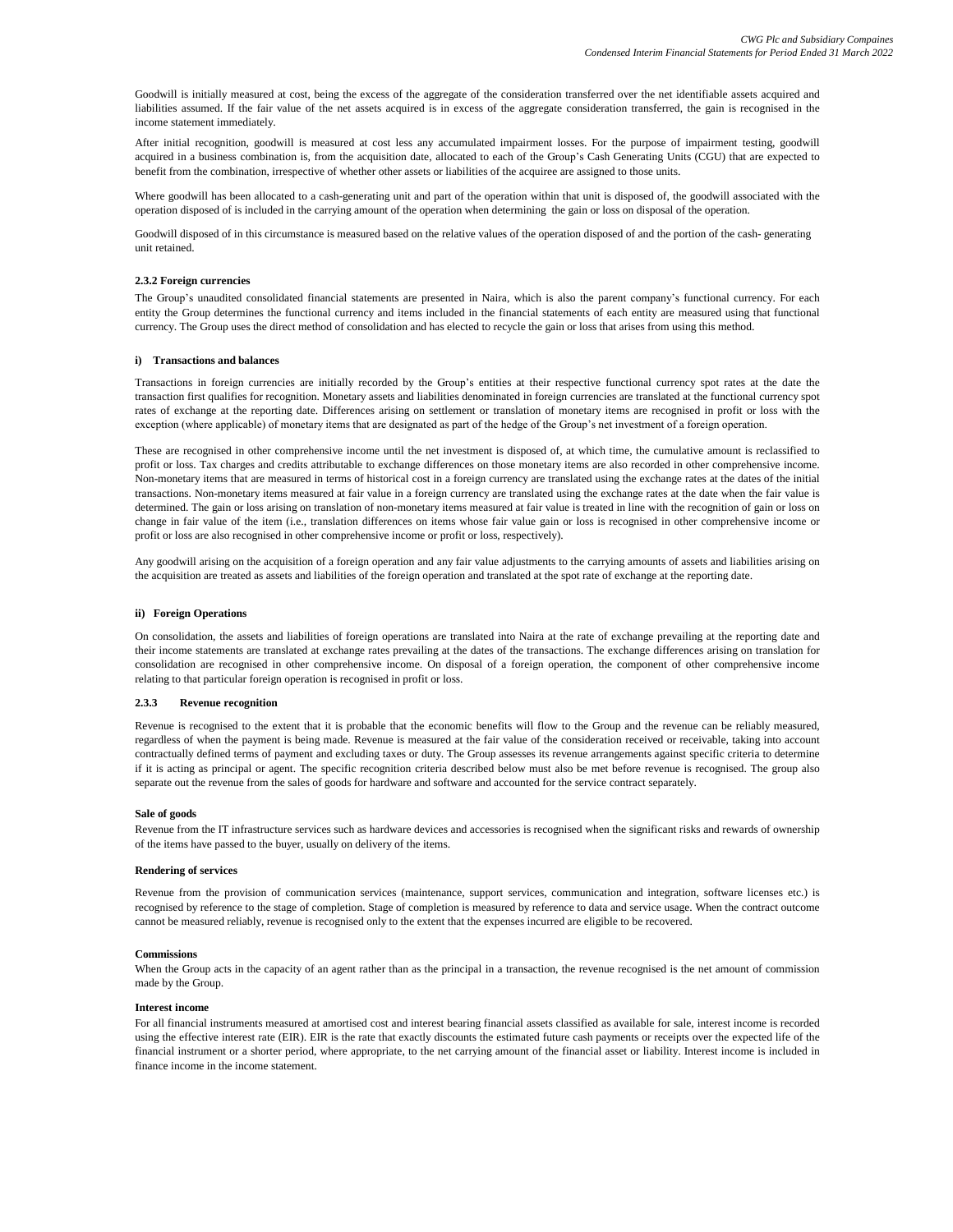Goodwill is initially measured at cost, being the excess of the aggregate of the consideration transferred over the net identifiable assets acquired and liabilities assumed. If the fair value of the net assets acquired is in excess of the aggregate consideration transferred, the gain is recognised in the income statement immediately.

After initial recognition, goodwill is measured at cost less any accumulated impairment losses. For the purpose of impairment testing, goodwill acquired in a business combination is, from the acquisition date, allocated to each of the Group's Cash Generating Units (CGU) that are expected to benefit from the combination, irrespective of whether other assets or liabilities of the acquiree are assigned to those units.

Where goodwill has been allocated to a cash-generating unit and part of the operation within that unit is disposed of, the goodwill associated with the operation disposed of is included in the carrying amount of the operation when determining the gain or loss on disposal of the operation.

Goodwill disposed of in this circumstance is measured based on the relative values of the operation disposed of and the portion of the cash- generating unit retained.

#### 2.3.2 Foreign currencies

The Group's unaudited consolidated financial statements are presented in Naira, which is also the parent company's functional currency. For each entity the Group determines the functional currency and items included in the financial statements of each entity are measured using that functional currency. The Group uses the direct method of consolidation and has elected to recycle the gain or loss that arises from using this method.

**i) Transactions and balances**

Transactions in foreign currencies are initially recorded by the Group's entities at their respective functional currency spot rates at the date the transaction first qualifies for recognition. Monetary assets and liabilities denominated in foreign currencies are translated at the functional currency spot rates of exchange at the reporting date. Differences arising on settlement or translation of monetary items are recognised in profit or loss with the exception (where applicable) of monetary items that are designated as part of the hedge of the Group's net investment of a foreign operation.

These are recognised in other comprehensive income until the net investment is disposed of, at which time, the cumulative amount is reclassified to profit or loss. Tax charges and credits attributable to exchange differences on those monetary items are also recorded in other comprehensive income. Non-monetary items that are measured in terms of historical cost in a foreign currency are translated using the exchange rates at the dates of the initial transactions. Non-monetary items measured at fair value in a foreign currency are translated using the exchange rates at the date when the fair value is determined. The gain or loss arising on translation of non-monetary items measured at fair value is treated in line with the recognition of gain or loss on change in fair value of the item (i.e., translation differences on items whose fair value gain or loss is recognised in other comprehensive income or profit or loss are also recognised in other comprehensive income or profit or loss, respectively).

Any goodwill arising on the acquisition of a foreign operation and any fair value adjustments to the carrying amounts of assets and liabilities arising on the acquisition are treated as assets and liabilities of the foreign operation and translated at the spot rate of exchange at the reporting date.

**ii) Foreign Operations**

On consolidation, the assets and liabilities of foreign operations are translated into Naira at the rate of exchange prevailing at the reporting date and their income statements are translated at exchange rates prevailing at the dates of the transactions. The exchange differences arising on translation for consolidation are recognised in other comprehensive income. On disposal of a foreign operation, the component of other comprehensive income relating to that particular foreign operation is recognised in profit or loss.

#### 2.3.3 Revenue recognition

Revenue is recognised to the extent that it is probable that the economic benefits will flow to the Group and the revenue can be reliably measured, regardless of when the payment is being made. Revenue is measured at the fair value of the consideration received or receivable, taking into account contractually defined terms of payment and excluding taxes or duty. The Group assesses its revenue arrangements against specific criteria to determine if it is acting as principal or agent. The specific recognition criteria described below must also be met before revenue is recognised. The group also separate out the revenue from the sales of goods for hardware and software and accounted for the service contract separately.

**Sale of goods**

Revenue from the IT infrastructure services such as hardware devices and accessories is recognised when the significant risks and rewards of ownership of the items have passed to the buyer, usually on delivery of the items.

**Rendering of services**

Revenue from the provision of communication services (maintenance, support services, communication and integration, software licenses etc.) is recognised by reference to the stage of completion. Stage of completion is measured by reference to data and service usage. When the contract outcome cannot be measured reliably, revenue is recognised only to the extent that the expenses incurred are eligible to be recovered.

**Commissions**

When the Group acts in the capacity of an agent rather than as the principal in a transaction, the revenue recognised is the net amount of commission made by the Group.

**Interest income**

For all financial instruments measured at amortised cost and interest bearing financial assets classified as available for sale, interest income is recorded using the effective interest rate (EIR). EIR is the rate that exactly discounts the estimated future cash payments or receipts over the expected life of the financial instrument or a shorter period, where appropriate, to the net carrying amount of the financial asset or liability. Interest income is included in finance income in the income statement.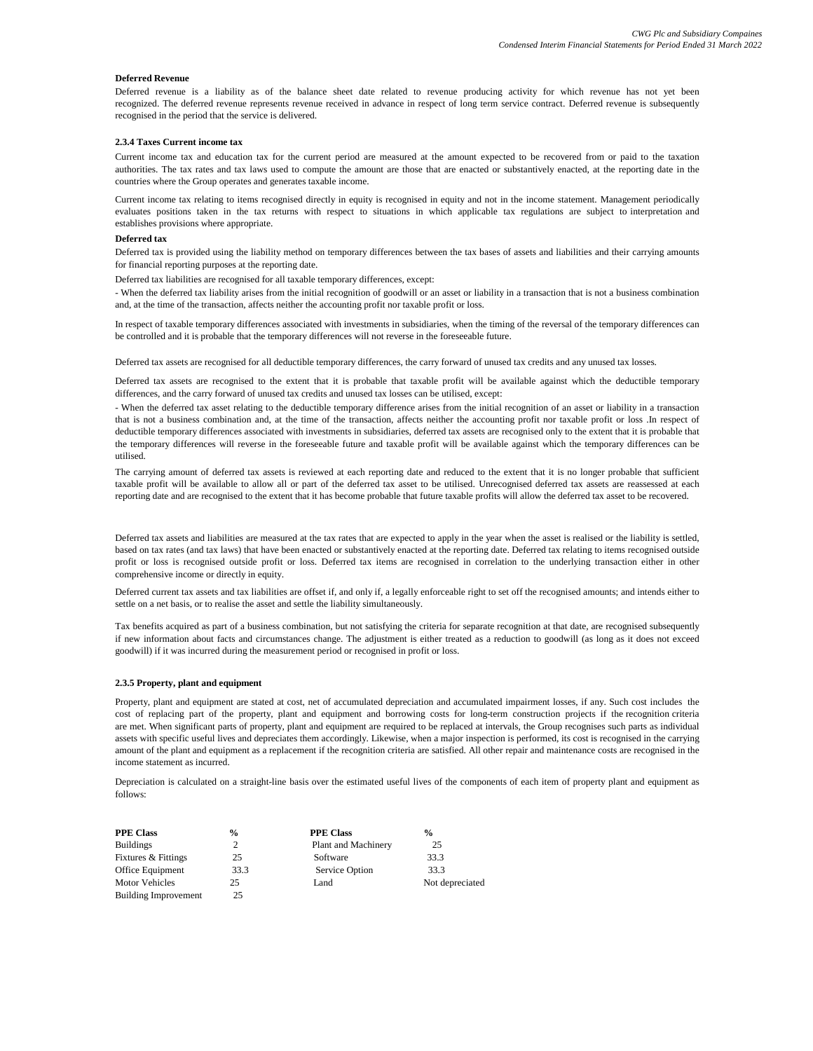**Deferred Revenue**

Deferred revenue is a liability as of the balance sheet date related to revenue producing activity for which revenue has not yet been recognized. The deferred revenue represents revenue received in advance in respect of long term service contract. Deferred revenue is subsequently recognised in the period that the service is delivered.

**2.3.4 Taxes Current income tax**

Current income tax and education tax for the current period are measured at the amount expected to be recovered from or paid to the taxation authorities. The tax rates and tax laws used to compute the amount are those that are enacted or substantively enacted, at the reporting date in the countries where the Group operates and generates taxable income.

Current income tax relating to items recognised directly in equity is recognised in equity and not in the income statement. Management periodically evaluates positions taken in the tax returns with respect to situations in which applicable tax regulations are subject to interpretation and establishes provisions where appropriate.

**Deferred tax**

Deferred tax is provided using the liability method on temporary differences between the tax bases of assets and liabilities and their carrying amounts for financial reporting purposes at the reporting date.

Deferred tax liabilities are recognised for all taxable temporary differences, except:

- When the deferred tax liability arises from the initial recognition of goodwill or an asset or liability in a transaction that is not a business combination and, at the time of the transaction, affects neither the accounting profit nor taxable profit or loss.

In respect of taxable temporary differences associated with investments in subsidiaries, when the timing of the reversal of the temporary differences can be controlled and it is probable that the temporary differences will not reverse in the foreseeable future.

Deferred tax assets are recognised for all deductible temporary differences, the carry forward of unused tax credits and any unused tax losses.

Deferred tax assets are recognised to the extent that it is probable that taxable profit will be available against which the deductible temporary differences, and the carry forward of unused tax credits and unused tax losses can be utilised, except:

- When the deferred tax asset relating to the deductible temporary difference arises from the initial recognition of an asset or liability in a transaction that is not a business combination and, at the time of the transaction, affects neither the accounting profit nor taxable profit or loss .In respect of deductible temporary differences associated with investments in subsidiaries, deferred tax assets are recognised only to the extent that it is probable that the temporary differences will reverse in the foreseeable future and taxable profit will be available against which the temporary differences can be utilised.

The carrying amount of deferred tax assets is reviewed at each reporting date and reduced to the extent that it is no longer probable that sufficient taxable profit will be available to allow all or part of the deferred tax asset to be utilised. Unrecognised deferred tax assets are reassessed at each reporting date and are recognised to the extent that it has become probable that future taxable profits will allow the deferred tax asset to be recovered.

Deferred tax assets and liabilities are measured at the tax rates that are expected to apply in the year when the asset is realised or the liability is settled, based on tax rates (and tax laws) that have been enacted or substantively enacted at the reporting date. Deferred tax relating to items recognised outside profit or loss is recognised outside profit or loss. Deferred tax items are recognised in correlation to the underlying transaction either in other comprehensive income or directly in equity.

Deferred current tax assets and tax liabilities are offset if, and only if, a legally enforceable right to set off the recognised amounts; and intends either to settle on a net basis, or to realise the asset and settle the liability simultaneously.

Tax benefits acquired as part of a business combination, but not satisfying the criteria for separate recognition at that date, are recognised subsequently if new information about facts and circumstances change. The adjustment is either treated as a reduction to goodwill (as long as it does not exceed goodwill) if it was incurred during the measurement period or recognised in profit or loss.

**2.3.5 Property, plant and equipment**

Property, plant and equipment are stated at cost, net of accumulated depreciation and accumulated impairment losses, if any. Such cost includes the cost of replacing part of the property, plant and equipment and borrowing costs for long-term construction projects if the recognition criteria are met. When significant parts of property, plant and equipment are required to be replaced at intervals, the Group recognises such parts as individual assets with specific useful lives and depreciates them accordingly. Likewise, when a major inspection is performed, its cost is recognised in the carrying amount of the plant and equipment as a replacement if the recognition criteria are satisfied. All other repair and maintenance costs are recognised in the income statement as incurred.

Depreciation is calculated on a straight-line basis over the estimated useful lives of the components of each item of property plant and equipment as follows:

| PPE Class | % | PPE Class | % |
|---|---|---|---|
| Buildings | 2 | Plant and Machinery | 25 |
| Fixtures & Fittings | 25 | Software | 33.3 |
| Office Equipment | 33.3 | Service Option | 33.3 |
| Motor Vehicles | 25 | Land | Not depreciated |
| Building Improvement | 25 | | |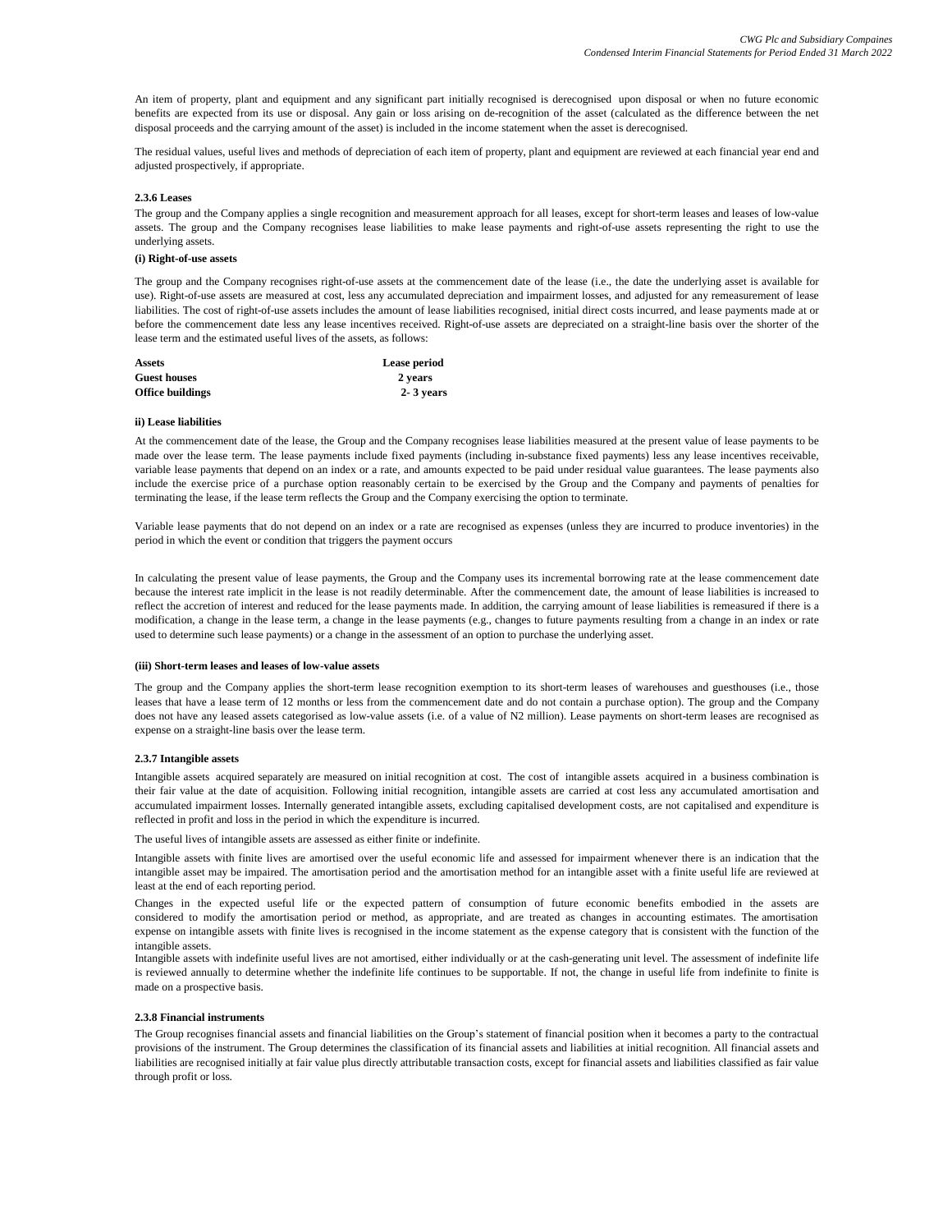An item of property, plant and equipment and any significant part initially recognised is derecognised upon disposal or when no future economic benefits are expected from its use or disposal. Any gain or loss arising on de-recognition of the asset (calculated as the difference between the net disposal proceeds and the carrying amount of the asset) is included in the income statement when the asset is derecognised.

The residual values, useful lives and methods of depreciation of each item of property, plant and equipment are reviewed at each financial year end and adjusted prospectively, if appropriate.

#### 2.3.6 Leases

The group and the Company applies a single recognition and measurement approach for all leases, except for short-term leases and leases of low-value assets. The group and the Company recognises lease liabilities to make lease payments and right-of-use assets representing the right to use the underlying assets.

**(i) Right-of-use assets**

The group and the Company recognises right-of-use assets at the commencement date of the lease (i.e., the date the underlying asset is available for use). Right-of-use assets are measured at cost, less any accumulated depreciation and impairment losses, and adjusted for any remeasurement of lease liabilities. The cost of right-of-use assets includes the amount of lease liabilities recognised, initial direct costs incurred, and lease payments made at or before the commencement date less any lease incentives received. Right-of-use assets are depreciated on a straight-line basis over the shorter of the lease term and the estimated useful lives of the assets, as follows:

| Assets | Lease period |
|---|---|
| **Guest houses** | **2 years** |
| **Office buildings** | **2- 3 years** |

**ii) Lease liabilities**

At the commencement date of the lease, the Group and the Company recognises lease liabilities measured at the present value of lease payments to be made over the lease term. The lease payments include fixed payments (including in-substance fixed payments) less any lease incentives receivable, variable lease payments that depend on an index or a rate, and amounts expected to be paid under residual value guarantees. The lease payments also include the exercise price of a purchase option reasonably certain to be exercised by the Group and the Company and payments of penalties for terminating the lease, if the lease term reflects the Group and the Company exercising the option to terminate.

Variable lease payments that do not depend on an index or a rate are recognised as expenses (unless they are incurred to produce inventories) in the period in which the event or condition that triggers the payment occurs

In calculating the present value of lease payments, the Group and the Company uses its incremental borrowing rate at the lease commencement date because the interest rate implicit in the lease is not readily determinable. After the commencement date, the amount of lease liabilities is increased to reflect the accretion of interest and reduced for the lease payments made. In addition, the carrying amount of lease liabilities is remeasured if there is a modification, a change in the lease term, a change in the lease payments (e.g., changes to future payments resulting from a change in an index or rate used to determine such lease payments) or a change in the assessment of an option to purchase the underlying asset.

**(iii) Short-term leases and leases of low-value assets**

The group and the Company applies the short-term lease recognition exemption to its short-term leases of warehouses and guesthouses (i.e., those leases that have a lease term of 12 months or less from the commencement date and do not contain a purchase option). The group and the Company does not have any leased assets categorised as low-value assets (i.e. of a value of N2 million). Lease payments on short-term leases are recognised as expense on a straight-line basis over the lease term.

#### 2.3.7 Intangible assets

Intangible assets acquired separately are measured on initial recognition at cost. The cost of intangible assets acquired in a business combination is their fair value at the date of acquisition. Following initial recognition, intangible assets are carried at cost less any accumulated amortisation and accumulated impairment losses. Internally generated intangible assets, excluding capitalised development costs, are not capitalised and expenditure is reflected in profit and loss in the period in which the expenditure is incurred.

The useful lives of intangible assets are assessed as either finite or indefinite.

Intangible assets with finite lives are amortised over the useful economic life and assessed for impairment whenever there is an indication that the intangible asset may be impaired. The amortisation period and the amortisation method for an intangible asset with a finite useful life are reviewed at least at the end of each reporting period.

Changes in the expected useful life or the expected pattern of consumption of future economic benefits embodied in the assets are considered to modify the amortisation period or method, as appropriate, and are treated as changes in accounting estimates. The amortisation expense on intangible assets with finite lives is recognised in the income statement as the expense category that is consistent with the function of the intangible assets.

Intangible assets with indefinite useful lives are not amortised, either individually or at the cash-generating unit level. The assessment of indefinite life is reviewed annually to determine whether the indefinite life continues to be supportable. If not, the change in useful life from indefinite to finite is made on a prospective basis.

#### 2.3.8 Financial instruments

The Group recognises financial assets and financial liabilities on the Group's statement of financial position when it becomes a party to the contractual provisions of the instrument. The Group determines the classification of its financial assets and liabilities at initial recognition. All financial assets and liabilities are recognised initially at fair value plus directly attributable transaction costs, except for financial assets and liabilities classified as fair value through profit or loss.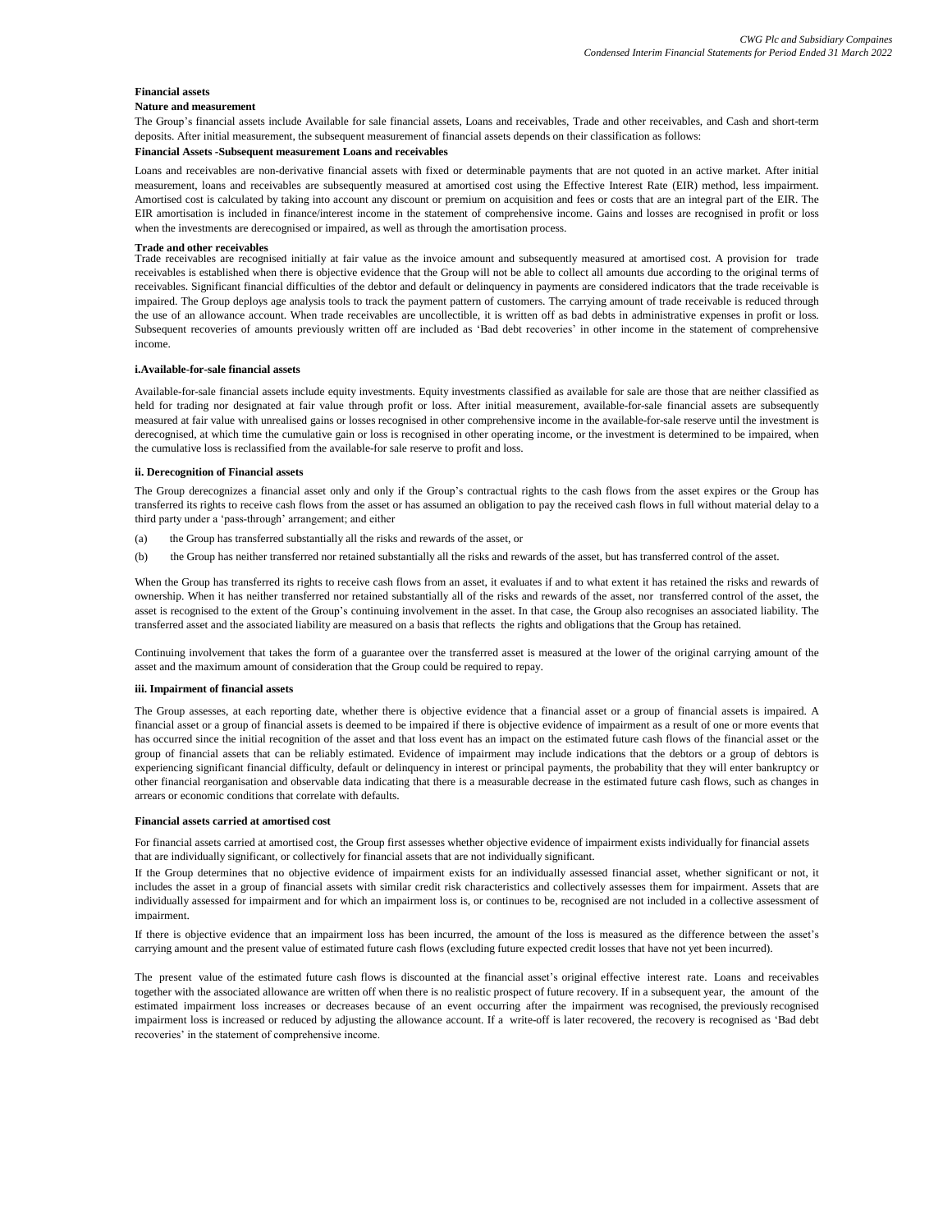**Financial assets**

**Nature and measurement**

The Group's financial assets include Available for sale financial assets, Loans and receivables, Trade and other receivables, and Cash and short-term deposits. After initial measurement, the subsequent measurement of financial assets depends on their classification as follows:

**Financial Assets -Subsequent measurement Loans and receivables**

Loans and receivables are non-derivative financial assets with fixed or determinable payments that are not quoted in an active market. After initial measurement, loans and receivables are subsequently measured at amortised cost using the Effective Interest Rate (EIR) method, less impairment. Amortised cost is calculated by taking into account any discount or premium on acquisition and fees or costs that are an integral part of the EIR. The EIR amortisation is included in finance/interest income in the statement of comprehensive income. Gains and losses are recognised in profit or loss when the investments are derecognised or impaired, as well as through the amortisation process.

**Trade and other receivables**

Trade receivables are recognised initially at fair value as the invoice amount and subsequently measured at amortised cost. A provision for trade receivables is established when there is objective evidence that the Group will not be able to collect all amounts due according to the original terms of receivables. Significant financial difficulties of the debtor and default or delinquency in payments are considered indicators that the trade receivable is impaired. The Group deploys age analysis tools to track the payment pattern of customers. The carrying amount of trade receivable is reduced through the use of an allowance account. When trade receivables are uncollectible, it is written off as bad debts in administrative expenses in profit or loss. Subsequent recoveries of amounts previously written off are included as 'Bad debt recoveries' in other income in the statement of comprehensive income.

**i.Available-for-sale financial assets**

Available-for-sale financial assets include equity investments. Equity investments classified as available for sale are those that are neither classified as held for trading nor designated at fair value through profit or loss. After initial measurement, available-for-sale financial assets are subsequently measured at fair value with unrealised gains or losses recognised in other comprehensive income in the available-for-sale reserve until the investment is derecognised, at which time the cumulative gain or loss is recognised in other operating income, or the investment is determined to be impaired, when the cumulative loss is reclassified from the available-for sale reserve to profit and loss.

**ii. Derecognition of Financial assets**

The Group derecognizes a financial asset only and only if the Group's contractual rights to the cash flows from the asset expires or the Group has transferred its rights to receive cash flows from the asset or has assumed an obligation to pay the received cash flows in full without material delay to a third party under a 'pass-through' arrangement; and either

(a) the Group has transferred substantially all the risks and rewards of the asset, or

(b) the Group has neither transferred nor retained substantially all the risks and rewards of the asset, but has transferred control of the asset.

When the Group has transferred its rights to receive cash flows from an asset, it evaluates if and to what extent it has retained the risks and rewards of ownership. When it has neither transferred nor retained substantially all of the risks and rewards of the asset, nor transferred control of the asset, the asset is recognised to the extent of the Group's continuing involvement in the asset. In that case, the Group also recognises an associated liability. The transferred asset and the associated liability are measured on a basis that reflects the rights and obligations that the Group has retained.

Continuing involvement that takes the form of a guarantee over the transferred asset is measured at the lower of the original carrying amount of the asset and the maximum amount of consideration that the Group could be required to repay.

**iii. Impairment of financial assets**

The Group assesses, at each reporting date, whether there is objective evidence that a financial asset or a group of financial assets is impaired. A financial asset or a group of financial assets is deemed to be impaired if there is objective evidence of impairment as a result of one or more events that has occurred since the initial recognition of the asset and that loss event has an impact on the estimated future cash flows of the financial asset or the group of financial assets that can be reliably estimated. Evidence of impairment may include indications that the debtors or a group of debtors is experiencing significant financial difficulty, default or delinquency in interest or principal payments, the probability that they will enter bankruptcy or other financial reorganisation and observable data indicating that there is a measurable decrease in the estimated future cash flows, such as changes in arrears or economic conditions that correlate with defaults.

**Financial assets carried at amortised cost**

For financial assets carried at amortised cost, the Group first assesses whether objective evidence of impairment exists individually for financial assets that are individually significant, or collectively for financial assets that are not individually significant.

If the Group determines that no objective evidence of impairment exists for an individually assessed financial asset, whether significant or not, it includes the asset in a group of financial assets with similar credit risk characteristics and collectively assesses them for impairment. Assets that are individually assessed for impairment and for which an impairment loss is, or continues to be, recognised are not included in a collective assessment of impairment.

If there is objective evidence that an impairment loss has been incurred, the amount of the loss is measured as the difference between the asset's carrying amount and the present value of estimated future cash flows (excluding future expected credit losses that have not yet been incurred).

The present value of the estimated future cash flows is discounted at the financial asset's original effective interest rate. Loans and receivables together with the associated allowance are written off when there is no realistic prospect of future recovery. If in a subsequent year, the amount of the estimated impairment loss increases or decreases because of an event occurring after the impairment was recognised, the previously recognised impairment loss is increased or reduced by adjusting the allowance account. If a write-off is later recovered, the recovery is recognised as 'Bad debt recoveries' in the statement of comprehensive income.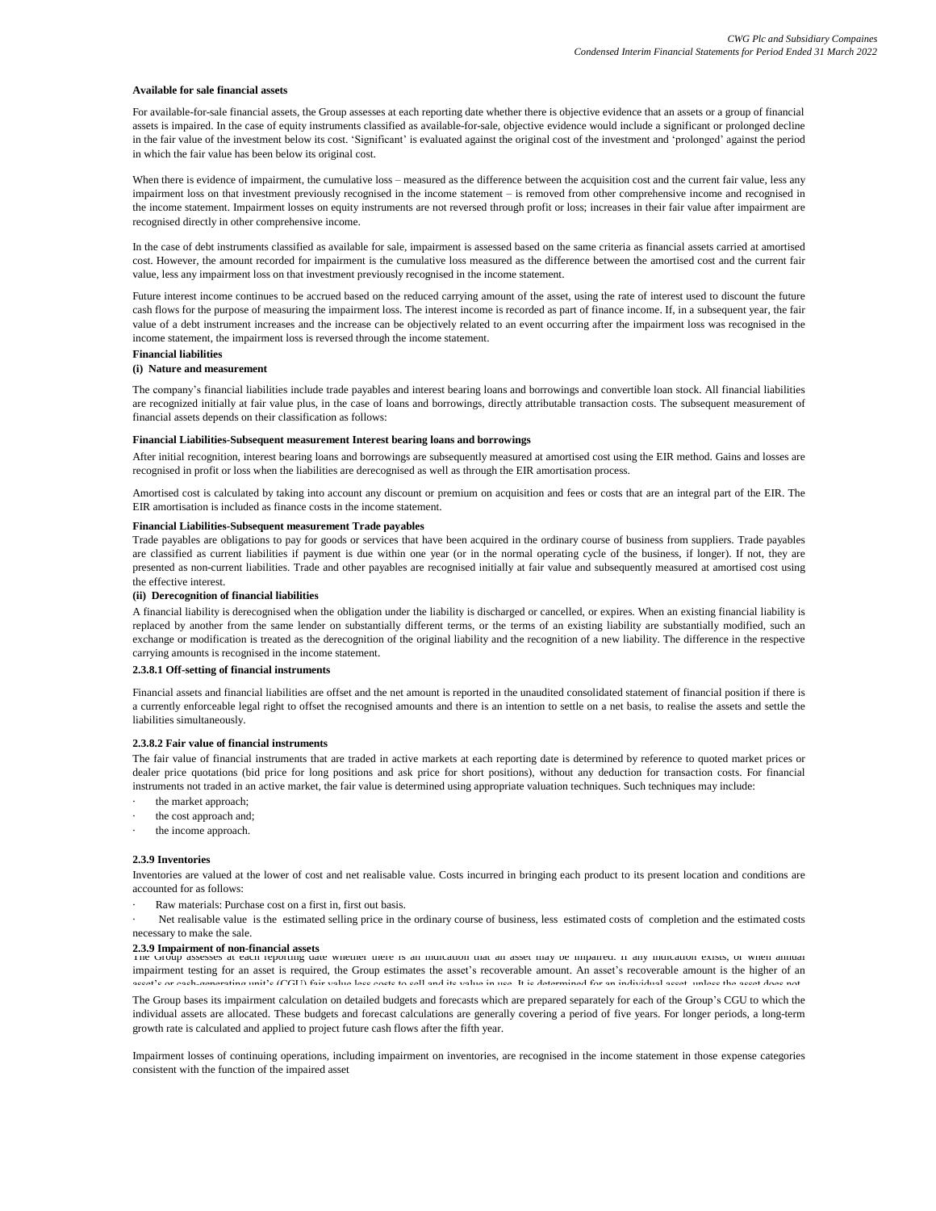**Available for sale financial assets**

For available-for-sale financial assets, the Group assesses at each reporting date whether there is objective evidence that an assets or a group of financial assets is impaired. In the case of equity instruments classified as available-for-sale, objective evidence would include a significant or prolonged decline in the fair value of the investment below its cost. 'Significant' is evaluated against the original cost of the investment and 'prolonged' against the period in which the fair value has been below its original cost.

When there is evidence of impairment, the cumulative loss – measured as the difference between the acquisition cost and the current fair value, less any impairment loss on that investment previously recognised in the income statement – is removed from other comprehensive income and recognised in the income statement. Impairment losses on equity instruments are not reversed through profit or loss; increases in their fair value after impairment are recognised directly in other comprehensive income.

In the case of debt instruments classified as available for sale, impairment is assessed based on the same criteria as financial assets carried at amortised cost. However, the amount recorded for impairment is the cumulative loss measured as the difference between the amortised cost and the current fair value, less any impairment loss on that investment previously recognised in the income statement.

Future interest income continues to be accrued based on the reduced carrying amount of the asset, using the rate of interest used to discount the future cash flows for the purpose of measuring the impairment loss. The interest income is recorded as part of finance income. If, in a subsequent year, the fair value of a debt instrument increases and the increase can be objectively related to an event occurring after the impairment loss was recognised in the income statement, the impairment loss is reversed through the income statement.

**Financial liabilities**

**(i) Nature and measurement**

The company's financial liabilities include trade payables and interest bearing loans and borrowings and convertible loan stock. All financial liabilities are recognized initially at fair value plus, in the case of loans and borrowings, directly attributable transaction costs. The subsequent measurement of financial assets depends on their classification as follows:

**Financial Liabilities-Subsequent measurement Interest bearing loans and borrowings**

After initial recognition, interest bearing loans and borrowings are subsequently measured at amortised cost using the EIR method. Gains and losses are recognised in profit or loss when the liabilities are derecognised as well as through the EIR amortisation process.

Amortised cost is calculated by taking into account any discount or premium on acquisition and fees or costs that are an integral part of the EIR. The EIR amortisation is included as finance costs in the income statement.

**Financial Liabilities-Subsequent measurement Trade payables**

Trade payables are obligations to pay for goods or services that have been acquired in the ordinary course of business from suppliers. Trade payables are classified as current liabilities if payment is due within one year (or in the normal operating cycle of the business, if longer). If not, they are presented as non-current liabilities. Trade and other payables are recognised initially at fair value and subsequently measured at amortised cost using the effective interest.

**(ii) Derecognition of financial liabilities**

A financial liability is derecognised when the obligation under the liability is discharged or cancelled, or expires. When an existing financial liability is replaced by another from the same lender on substantially different terms, or the terms of an existing liability are substantially modified, such an exchange or modification is treated as the derecognition of the original liability and the recognition of a new liability. The difference in the respective carrying amounts is recognised in the income statement.

**2.3.8.1 Off-setting of financial instruments**

Financial assets and financial liabilities are offset and the net amount is reported in the unaudited consolidated statement of financial position if there is a currently enforceable legal right to offset the recognised amounts and there is an intention to settle on a net basis, to realise the assets and settle the liabilities simultaneously.

**2.3.8.2 Fair value of financial instruments**

The fair value of financial instruments that are traded in active markets at each reporting date is determined by reference to quoted market prices or dealer price quotations (bid price for long positions and ask price for short positions), without any deduction for transaction costs. For financial instruments not traded in an active market, the fair value is determined using appropriate valuation techniques. Such techniques may include:

- the market approach;
- the cost approach and;
- the income approach.

**2.3.9 Inventories**

Inventories are valued at the lower of cost and net realisable value. Costs incurred in bringing each product to its present location and conditions are accounted for as follows:

- Raw materials: Purchase cost on a first in, first out basis.
- Net realisable value is the estimated selling price in the ordinary course of business, less estimated costs of completion and the estimated costs necessary to make the sale.

**2.3.9 Impairment of non-financial assets**

The Group assesses at each reporting date whether there is an indication that an asset may be impaired. If any indication exists, or when annual impairment testing for an asset is required, the Group estimates the asset's recoverable amount. An asset's recoverable amount is the higher of an asset's or cash-generating unit's (CGU) fair value less costs to sell and its value in use. It is determined for an individual asset, unless the asset does not

The Group bases its impairment calculation on detailed budgets and forecasts which are prepared separately for each of the Group's CGU to which the individual assets are allocated. These budgets and forecast calculations are generally covering a period of five years. For longer periods, a long-term growth rate is calculated and applied to project future cash flows after the fifth year.

Impairment losses of continuing operations, including impairment on inventories, are recognised in the income statement in those expense categories consistent with the function of the impaired asset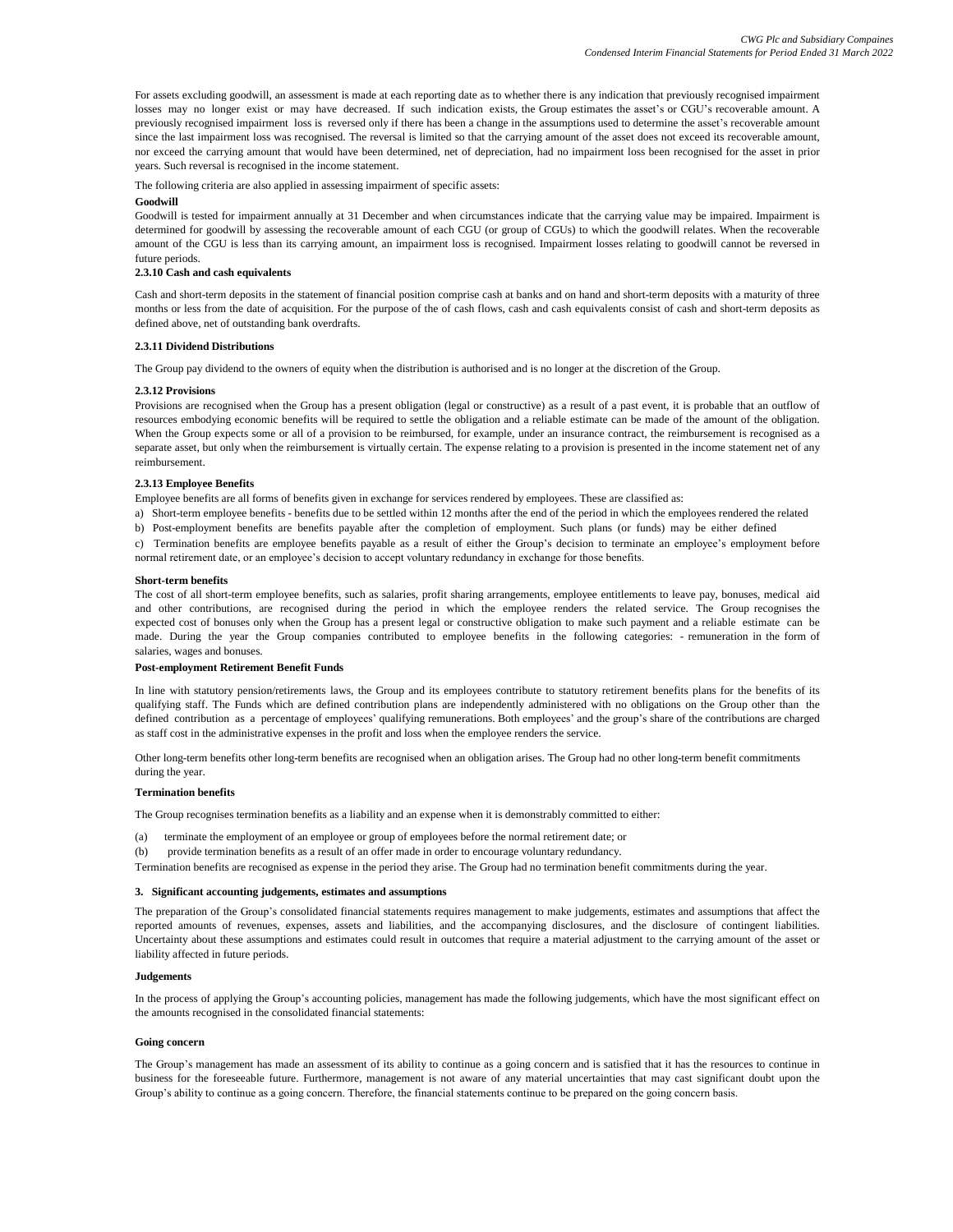For assets excluding goodwill, an assessment is made at each reporting date as to whether there is any indication that previously recognised impairment losses may no longer exist or may have decreased. If such indication exists, the Group estimates the asset's or CGU's recoverable amount. A previously recognised impairment loss is reversed only if there has been a change in the assumptions used to determine the asset's recoverable amount since the last impairment loss was recognised. The reversal is limited so that the carrying amount of the asset does not exceed its recoverable amount, nor exceed the carrying amount that would have been determined, net of depreciation, had no impairment loss been recognised for the asset in prior years. Such reversal is recognised in the income statement.

The following criteria are also applied in assessing impairment of specific assets:

**Goodwill**

Goodwill is tested for impairment annually at 31 December and when circumstances indicate that the carrying value may be impaired. Impairment is determined for goodwill by assessing the recoverable amount of each CGU (or group of CGUs) to which the goodwill relates. When the recoverable amount of the CGU is less than its carrying amount, an impairment loss is recognised. Impairment losses relating to goodwill cannot be reversed in future periods.

**2.3.10 Cash and cash equivalents**

Cash and short-term deposits in the statement of financial position comprise cash at banks and on hand and short-term deposits with a maturity of three months or less from the date of acquisition. For the purpose of the of cash flows, cash and cash equivalents consist of cash and short-term deposits as defined above, net of outstanding bank overdrafts.

**2.3.11 Dividend Distributions**

The Group pay dividend to the owners of equity when the distribution is authorised and is no longer at the discretion of the Group.

**2.3.12 Provisions**

Provisions are recognised when the Group has a present obligation (legal or constructive) as a result of a past event, it is probable that an outflow of resources embodying economic benefits will be required to settle the obligation and a reliable estimate can be made of the amount of the obligation. When the Group expects some or all of a provision to be reimbursed, for example, under an insurance contract, the reimbursement is recognised as a separate asset, but only when the reimbursement is virtually certain. The expense relating to a provision is presented in the income statement net of any reimbursement.

**2.3.13 Employee Benefits**

Employee benefits are all forms of benefits given in exchange for services rendered by employees. These are classified as:

a) Short-term employee benefits - benefits due to be settled within 12 months after the end of the period in which the employees rendered the related

b) Post-employment benefits are benefits payable after the completion of employment. Such plans (or funds) may be either defined

c) Termination benefits are employee benefits payable as a result of either the Group's decision to terminate an employee's employment before normal retirement date, or an employee's decision to accept voluntary redundancy in exchange for those benefits.

**Short-term benefits**

The cost of all short-term employee benefits, such as salaries, profit sharing arrangements, employee entitlements to leave pay, bonuses, medical aid and other contributions, are recognised during the period in which the employee renders the related service. The Group recognises the expected cost of bonuses only when the Group has a present legal or constructive obligation to make such payment and a reliable estimate can be made. During the year the Group companies contributed to employee benefits in the following categories: - remuneration in the form of salaries, wages and bonuses.

**Post-employment Retirement Benefit Funds**

In line with statutory pension/retirements laws, the Group and its employees contribute to statutory retirement benefits plans for the benefits of its qualifying staff. The Funds which are defined contribution plans are independently administered with no obligations on the Group other than the defined contribution as a percentage of employees' qualifying remunerations. Both employees' and the group's share of the contributions are charged as staff cost in the administrative expenses in the profit and loss when the employee renders the service.

Other long-term benefits other long-term benefits are recognised when an obligation arises. The Group had no other long-term benefit commitments during the year.

**Termination benefits**

The Group recognises termination benefits as a liability and an expense when it is demonstrably committed to either:

(a) terminate the employment of an employee or group of employees before the normal retirement date; or

(b) provide termination benefits as a result of an offer made in order to encourage voluntary redundancy.

Termination benefits are recognised as expense in the period they arise. The Group had no termination benefit commitments during the year.

## 3. Significant accounting judgements, estimates and assumptions

The preparation of the Group's consolidated financial statements requires management to make judgements, estimates and assumptions that affect the reported amounts of revenues, expenses, assets and liabilities, and the accompanying disclosures, and the disclosure of contingent liabilities. Uncertainty about these assumptions and estimates could result in outcomes that require a material adjustment to the carrying amount of the asset or liability affected in future periods.

**Judgements**

In the process of applying the Group's accounting policies, management has made the following judgements, which have the most significant effect on the amounts recognised in the consolidated financial statements:

**Going concern**

The Group's management has made an assessment of its ability to continue as a going concern and is satisfied that it has the resources to continue in business for the foreseeable future. Furthermore, management is not aware of any material uncertainties that may cast significant doubt upon the Group's ability to continue as a going concern. Therefore, the financial statements continue to be prepared on the going concern basis.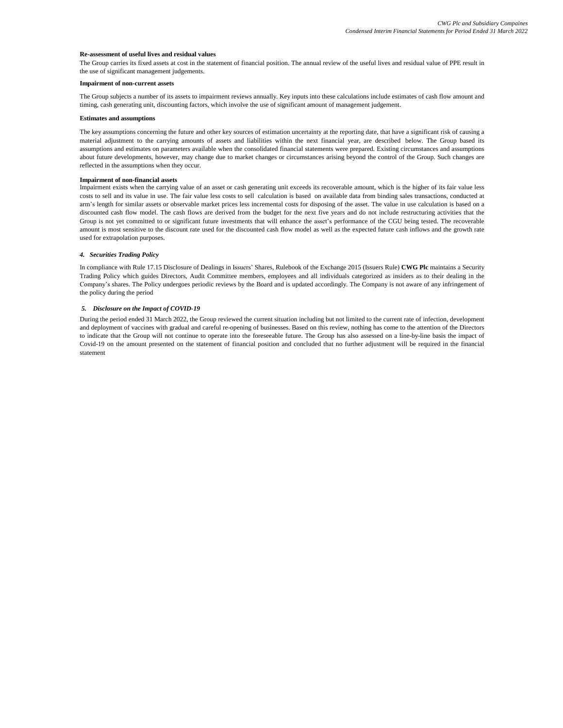**Re-assessment of useful lives and residual values**

The Group carries its fixed assets at cost in the statement of financial position. The annual review of the useful lives and residual value of PPE result in the use of significant management judgements.

**Impairment of non-current assets**

The Group subjects a number of its assets to impairment reviews annually. Key inputs into these calculations include estimates of cash flow amount and timing, cash generating unit, discounting factors, which involve the use of significant amount of management judgement.

**Estimates and assumptions**

The key assumptions concerning the future and other key sources of estimation uncertainty at the reporting date, that have a significant risk of causing a material adjustment to the carrying amounts of assets and liabilities within the next financial year, are described below. The Group based its assumptions and estimates on parameters available when the consolidated financial statements were prepared. Existing circumstances and assumptions about future developments, however, may change due to market changes or circumstances arising beyond the control of the Group. Such changes are reflected in the assumptions when they occur.

**Impairment of non-financial assets**

Impairment exists when the carrying value of an asset or cash generating unit exceeds its recoverable amount, which is the higher of its fair value less costs to sell and its value in use. The fair value less costs to sell calculation is based on available data from binding sales transactions, conducted at arm's length for similar assets or observable market prices less incremental costs for disposing of the asset. The value in use calculation is based on a discounted cash flow model. The cash flows are derived from the budget for the next five years and do not include restructuring activities that the Group is not yet committed to or significant future investments that will enhance the asset's performance of the CGU being tested. The recoverable amount is most sensitive to the discount rate used for the discounted cash flow model as well as the expected future cash inflows and the growth rate used for extrapolation purposes.

### *4. Securities Trading Policy*

In compliance with Rule 17.15 Disclosure of Dealings in Issuers' Shares, Rulebook of the Exchange 2015 (Issuers Rule) **CWG Plc** maintains a Security Trading Policy which guides Directors, Audit Committee members, employees and all individuals categorized as insiders as to their dealing in the Company's shares. The Policy undergoes periodic reviews by the Board and is updated accordingly. The Company is not aware of any infringement of the policy during the period

### *5. Disclosure on the Impact of COVID-19*

During the period ended 31 March 2022, the Group reviewed the current situation including but not limited to the current rate of infection, development and deployment of vaccines with gradual and careful re-opening of businesses. Based on this review, nothing has come to the attention of the Directors to indicate that the Group will not continue to operate into the foreseeable future. The Group has also assessed on a line-by-line basis the impact of Covid-19 on the amount presented on the statement of financial position and concluded that no further adjustment will be required in the financial statement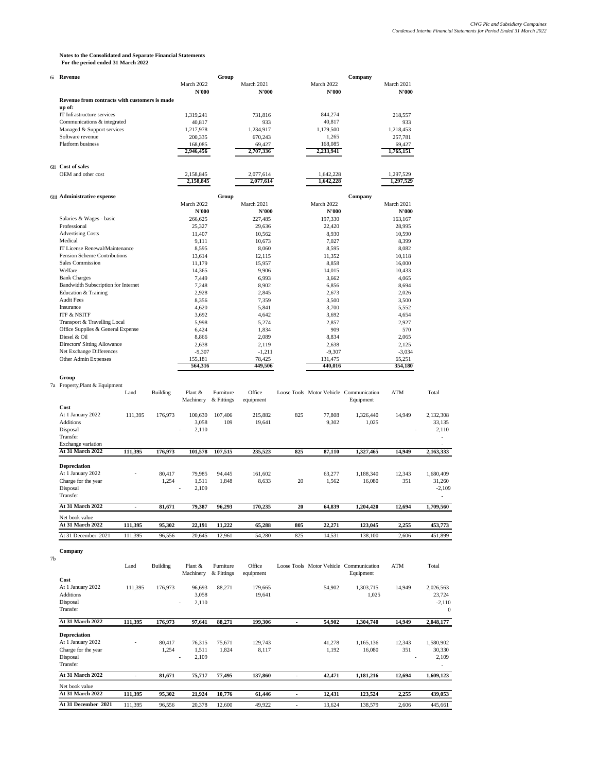**Notes to the Consolidated and Separate Financial Statements**
**For the period ended 31 March 2022**

### 6i Revenue

| | Group | | Company | |
|---|---|---|---|---|
| | March 2022 | March 2021 | March 2022 | March 2021 |
| | N'000 | N'000 | N'000 | N'000 |
| **Revenue from contracts with customers is made up of:** | | | | |
| IT Infrastructure services | 1,319,241 | 731,816 | 844,274 | 218,557 |
| Communications & integrated | 40,817 | 933 | 40,817 | 933 |
| Managed & Support services | 1,217,978 | 1,234,917 | 1,179,500 | 1,218,453 |
| Software revenue | 200,335 | 670,243 | 1,265 | 257,781 |
| Platform business | 168,085 | 69,427 | 168,085 | 69,427 |
| | **2,946,456** | **2,707,336** | **2,233,941** | **1,765,151** |

### 6ii Cost of sales

| | Group | | Company | |
|---|---|---|---|---|
| OEM and other cost | 2,158,845 | 2,077,614 | 1,642,228 | 1,297,529 |
| | **2,158,845** | **2,077,614** | **1,642,228** | **1,297,529** |

### 6iii Administrative expense

| | Group | | Company | |
|---|---|---|---|---|
| | March 2022 | March 2021 | March 2022 | March 2021 |
| | N'000 | N'000 | N'000 | N'000 |
| Salaries & Wages - basic | 266,625 | 227,485 | 197,330 | 163,167 |
| Professional | 25,327 | 29,636 | 22,420 | 28,995 |
| Advertising Costs | 11,407 | 10,562 | 8,930 | 10,590 |
| Medical | 9,111 | 10,673 | 7,027 | 8,399 |
| IT License Renewal/Maintenance | 8,595 | 8,060 | 8,595 | 8,082 |
| Pension Scheme Contributions | 13,614 | 12,115 | 11,352 | 10,118 |
| Sales Commission | 11,179 | 15,957 | 8,858 | 16,000 |
| Welfare | 14,365 | 9,906 | 14,015 | 10,433 |
| Bank Charges | 7,449 | 6,993 | 3,662 | 4,065 |
| Bandwidth Subscription for Internet | 7,248 | 8,902 | 6,856 | 8,694 |
| Education & Training | 2,928 | 2,845 | 2,673 | 2,026 |
| Audit Fees | 8,356 | 7,359 | 3,500 | 3,500 |
| Insurance | 4,620 | 5,841 | 3,700 | 5,552 |
| ITF & NSITF | 3,692 | 4,642 | 3,692 | 4,654 |
| Transport & Travelling Local | 5,998 | 5,274 | 2,857 | 2,927 |
| Office Supplies & General Expense | 6,424 | 1,834 | 909 | 570 |
| Diesel & Oil | 8,866 | 2,089 | 8,834 | 2,065 |
| Directors' Sitting Allowance | 2,638 | 2,119 | 2,638 | 2,125 |
| Net Exchange Differences | -9,307 | -1,211 | -9,307 | -3,034 |
| Other Admin Expenses | 155,181 | 78,425 | 131,475 | 65,251 |
| | **564,316** | **449,506** | **440,016** | **354,180** |

**Group**

### 7a Property,Plant & Equipment

| | Land | Building | Plant & Machinery | Furniture & Fittings | Office equipment | Loose Tools | Motor Vehicle | Communication Equipment | ATM | Total |
|---|---|---|---|---|---|---|---|---|---|---|
| **Cost** | | | | | | | | | | |
| At 1 January 2022 | 111,395 | 176,973 | 100,630 | 107,406 | 215,882 | 825 | 77,808 | 1,326,440 | 14,949 | 2,132,308 |
| Additions | | | 3,058 | 109 | 19,641 | | 9,302 | 1,025 | | 33,135 |
| Disposal | | | - 2,110 | | | | | | - | 2,110 |
| Transfer | | | | | | | | | | - |
| Exchange variation | | | | | | | | | | - |
| **At 31 March 2022** | **111,395** | **176,973** | **101,578** | **107,515** | **235,523** | **825** | **87,110** | **1,327,465** | **14,949** | **2,163,333** |
| **Depreciation** | | | | | | | | | | |
| At 1 January 2022 | - | 80,417 | 79,985 | 94,445 | 161,602 | | 63,277 | 1,188,340 | 12,343 | 1,680,409 |
| Charge for the year | | 1,254 | 1,511 | 1,848 | 8,633 | 20 | 1,562 | 16,080 | 351 | 31,260 |
| Disposal | | | - 2,109 | | | | | | | -2,109 |
| Transfer | | | | | | | | | | - |
| **At 31 March 2022** | **-** | **81,671** | **79,387** | **96,293** | **170,235** | **20** | **64,839** | **1,204,420** | **12,694** | **1,709,560** |
| Net book value | | | | | | | | | | |
| **At 31 March 2022** | **111,395** | **95,302** | **22,191** | **11,222** | **65,288** | **805** | **22,271** | **123,045** | **2,255** | **453,773** |
| At 31 December 2021 | 111,395 | 96,556 | 20,645 | 12,961 | 54,280 | 825 | 14,531 | 138,100 | 2,606 | 451,899 |

**Company**

### 7b

| | Land | Building | Plant & Machinery | Furniture & Fittings | Office equipment | Loose Tools | Motor Vehicle | Communication Equipment | ATM | Total |
|---|---|---|---|---|---|---|---|---|---|---|
| **Cost** | | | | | | | | | | |
| At 1 January 2022 | 111,395 | 176,973 | 96,693 | 88,271 | 179,665 | | 54,902 | 1,303,715 | 14,949 | 2,026,563 |
| Additions | | | 3,058 | | 19,641 | | | 1,025 | | 23,724 |
| Disposal | | | - 2,110 | | | | | | | -2,110 |
| Transfer | | | | | | | | | | 0 |
| **At 31 March 2022** | **111,395** | **176,973** | **97,641** | **88,271** | **199,306** | **-** | **54,902** | **1,304,740** | **14,949** | **2,048,177** |
| **Depreciation** | | | | | | | | | | |
| At 1 January 2022 | - | 80,417 | 76,315 | 75,671 | 129,743 | | 41,278 | 1,165,136 | 12,343 | 1,580,902 |
| Charge for the year | | 1,254 | 1,511 | 1,824 | 8,117 | | 1,192 | 16,080 | 351 | 30,330 |
| Disposal | | | - 2,109 | | | | | | - | 2,109 |
| Transfer | | | | | | | | | | - |
| **At 31 March 2022** | **-** | **81,671** | **75,717** | **77,495** | **137,860** | **-** | **42,471** | **1,181,216** | **12,694** | **1,609,123** |
| Net book value | | | | | | | | | | |
| **At 31 March 2022** | **111,395** | **95,302** | **21,924** | **10,776** | **61,446** | **-** | **12,431** | **123,524** | **2,255** | **439,053** |
| **At 31 December 2021** | 111,395 | 96,556 | 20,378 | 12,600 | 49,922 | - | 13,624 | 138,579 | 2,606 | 445,661 |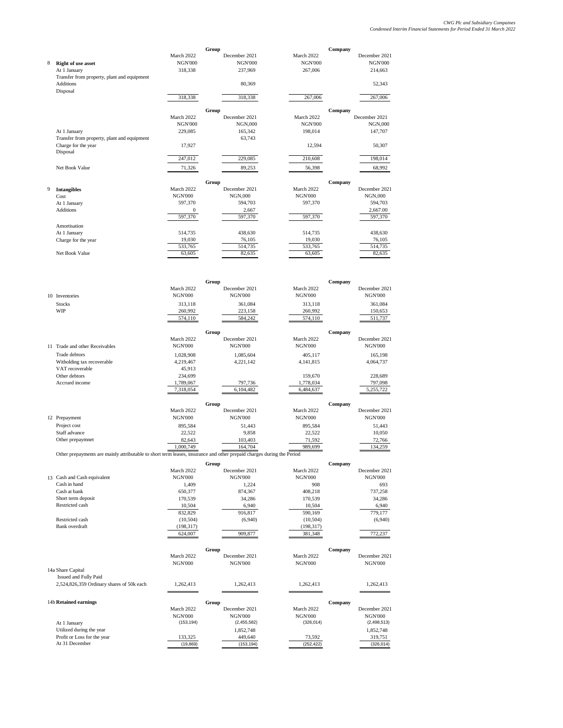## 8 Right of use asset

| | Group | | Company | |
|---|---|---|---|---|
| | March 2022 | December 2021 | March 2022 | December 2021 |
| **Right of use asset** | NGN'000 | NGN'000 | NGN'000 | NGN'000 |
| At 1 January | 318,338 | 237,969 | 267,006 | 214,663 |
| Transfer from property, plant and equipment | | | | |
| Additions | | 80,369 | | 52,343 |
| Disposal | | | | |
| | 318,338 | 318,338 | 267,006 | 267,006 |

| | Group | | Company | |
|---|---|---|---|---|
| | March 2022 | December 2021 | March 2022 | December 2021 |
| | NGN'000 | NGN,000 | NGN'000 | NGN,000 |
| At 1 January | 229,085 | 165,342 | 198,014 | 147,707 |
| Transfer from property, plant and equipment | | 63,743 | | |
| Charge for the year | 17,927 | | 12,594 | 50,307 |
| Disposal | | | | |
| | 247,012 | 229,085 | 210,608 | 198,014 |
| Net Book Value | 71,326 | 89,253 | 56,398 | 68,992 |

## 9 Intangibles

| | Group | | Company | |
|---|---|---|---|---|
| **Intangibles** | March 2022 | December 2021 | March 2022 | December 2021 |
| Cost | NGN'000 | NGN,000 | NGN'000 | NGN,000 |
| At 1 January | 597,370 | 594,703 | 597,370 | 594,703 |
| Additions | 0 | 2,667 | | 2,667.00 |
| | 597,370 | 597,370 | 597,370 | 597,370 |
| Amortisation | | | | |
| At 1 January | 514,735 | 438,630 | 514,735 | 438,630 |
| Charge for the year | 19,030 | 76,105 | 19,030 | 76,105 |
| | 533,765 | 514,735 | 533,765 | 514,735 |
| Net Book Value | 63,605 | 82,635 | 63,605 | 82,635 |

## 10 Inventories

| | Group | | Company | |
|---|---|---|---|---|
| | March 2022 | December 2021 | March 2022 | December 2021 |
| Inventories | NGN'000 | NGN'000 | NGN'000 | NGN'000 |
| Stocks | 313,118 | 361,084 | 313,118 | 361,084 |
| WIP | 260,992 | 223,158 | 260,992 | 150,653 |
| | 574,110 | 584,242 | 574,110 | 511,737 |

## 11 Trade and other Receivables

| | Group | | Company | |
|---|---|---|---|---|
| | March 2022 | December 2021 | March 2022 | December 2021 |
| Trade and other Receivables | NGN'000 | NGN'000 | NGN'000 | NGN'000 |
| Trade debtors | 1,028,908 | 1,085,604 | 405,117 | 165,198 |
| Witholding tax recoverable | 4,219,467 | 4,221,142 | 4,141,815 | 4,064,737 |
| VAT recoverable | 45,913 | | | |
| Other debtors | 234,699 | | 159,670 | 228,689 |
| Accrued income | 1,789,067 | 797,736 | 1,778,034 | 797,098 |
| | 7,318,054 | 6,104,482 | 6,484,637 | 5,255,722 |

## 12 Prepayment

| | Group | | Company | |
|---|---|---|---|---|
| | March 2022 | December 2021 | March 2022 | December 2021 |
| Prepayment | NGN'000 | NGN'000 | NGN'000 | NGN'000 |
| Project cost | 895,584 | 51,443 | 895,584 | 51,443 |
| Staff advance | 22,522 | 9,858 | 22,522 | 10,050 |
| Other prepaymnet | 82,643 | 103,403 | 71,592 | 72,766 |
| | 1,000,749 | 164,704 | 989,699 | 134,259 |

Other prepayments are mainly attributable to short term leases, insurance and other prepaid charges during the Period

## 13 Cash and Cash equivalent

| | Group | | Company | |
|---|---|---|---|---|
| | March 2022 | December 2021 | March 2022 | December 2021 |
| Cash and Cash equivalent | NGN'000 | NGN'000 | NGN'000 | NGN'000 |
| Cash in hand | 1,409 | 1,224 | 908 | 693 |
| Cash at bank | 650,377 | 874,367 | 408,218 | 737,258 |
| Short term deposit | 170,539 | 34,286 | 170,539 | 34,286 |
| Restricted cash | 10,504 | 6,940 | 10,504 | 6,940 |
| | 832,829 | 916,817 | 590,169 | 779,177 |
| Restricted cash | (10,504) | (6,940) | (10,504) | (6,940) |
| Bank overdraft | (198,317) | | (198,317) | |
| | 624,007 | 909,877 | 381,348 | 772,237 |

## 14a Share Capital

| | Group | | Company | |
|---|---|---|---|---|
| | March 2022 | December 2021 | March 2022 | December 2021 |
| | NGN'000 | NGN'000 | NGN'000 | NGN'000 |
| Share Capital | | | | |
| Issued and Fully Paid | | | | |
| 2,524,826,359 Ordinary shares of 50k each | 1,262,413 | 1,262,413 | 1,262,413 | 1,262,413 |

## 14b Retained earnings

| | Group | | Company | |
|---|---|---|---|---|
| **Retained earnings** | March 2022 | December 2021 | March 2022 | December 2021 |
| | NGN'000 | NGN'000 | NGN'000 | NGN'000 |
| At 1 January | (153,194) | (2,455,582) | (326,014) | (2,498,513) |
| Utilized during the year | | 1,852,748 | | 1,852,748 |
| Profit or Loss for the year | 133,325 | 449,640 | 73,592 | 319,751 |
| At 31 December | (19,869) | (153,194) | (252,422) | (326,014) |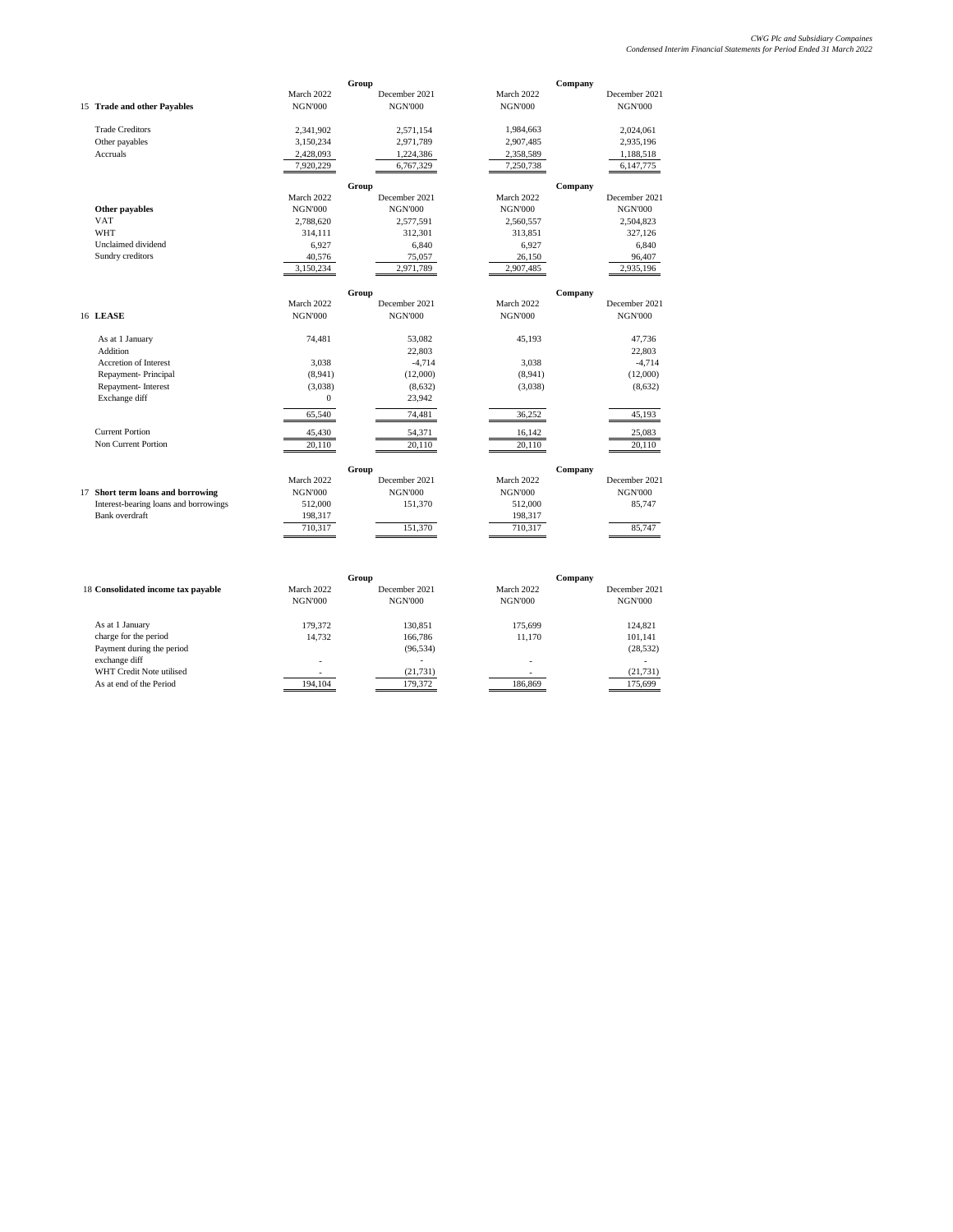| 15 Trade and other Payables | Group March 2022 NGN'000 | Group December 2021 NGN'000 | Company March 2022 NGN'000 | Company December 2021 NGN'000 |
|---|---|---|---|---|
| Trade Creditors | 2,341,902 | 2,571,154 | 1,984,663 | 2,024,061 |
| Other payables | 3,150,234 | 2,971,789 | 2,907,485 | 2,935,196 |
| Accruals | 2,428,093 | 1,224,386 | 2,358,589 | 1,188,518 |
| | 7,920,229 | 6,767,329 | 7,250,738 | 6,147,775 |

| Other payables | Group March 2022 NGN'000 | Group December 2021 NGN'000 | Company March 2022 NGN'000 | Company December 2021 NGN'000 |
|---|---|---|---|---|
| VAT | 2,788,620 | 2,577,591 | 2,560,557 | 2,504,823 |
| WHT | 314,111 | 312,301 | 313,851 | 327,126 |
| Unclaimed dividend | 6,927 | 6,840 | 6,927 | 6,840 |
| Sundry creditors | 40,576 | 75,057 | 26,150 | 96,407 |
| | 3,150,234 | 2,971,789 | 2,907,485 | 2,935,196 |

| 16 LEASE | Group March 2022 NGN'000 | Group December 2021 NGN'000 | Company March 2022 NGN'000 | Company December 2021 NGN'000 |
|---|---|---|---|---|
| As at 1 January | 74,481 | 53,082 | 45,193 | 47,736 |
| Addition | | 22,803 | | 22,803 |
| Accretion of Interest | 3,038 | -4,714 | 3,038 | -4,714 |
| Repayment- Principal | (8,941) | (12,000) | (8,941) | (12,000) |
| Repayment- Interest | (3,038) | (8,632) | (3,038) | (8,632) |
| Exchange diff | 0 | 23,942 | | |
| | 65,540 | 74,481 | 36,252 | 45,193 |
| Current Portion | 45,430 | 54,371 | 16,142 | 25,083 |
| Non Current Portion | 20,110 | 20,110 | 20,110 | 20,110 |

| 17 Short term loans and borrowing | Group March 2022 NGN'000 | Group December 2021 NGN'000 | Company March 2022 NGN'000 | Company December 2021 NGN'000 |
|---|---|---|---|---|
| Interest-bearing loans and borrowings | 512,000 | 151,370 | 512,000 | 85,747 |
| Bank overdraft | 198,317 | | 198,317 | |
| | 710,317 | 151,370 | 710,317 | 85,747 |

| 18 Consolidated income tax payable | Group March 2022 NGN'000 | Group December 2021 NGN'000 | Company March 2022 NGN'000 | Company December 2021 NGN'000 |
|---|---|---|---|---|
| As at 1 January | 179,372 | 130,851 | 175,699 | 124,821 |
| charge for the period | 14,732 | 166,786 | 11,170 | 101,141 |
| Payment during the period | | (96,534) | | (28,532) |
| exchange diff | - | - | - | - |
| WHT Credit Note utilised | - | (21,731) | - | (21,731) |
| As at end of the Period | 194,104 | 179,372 | 186,869 | 175,699 |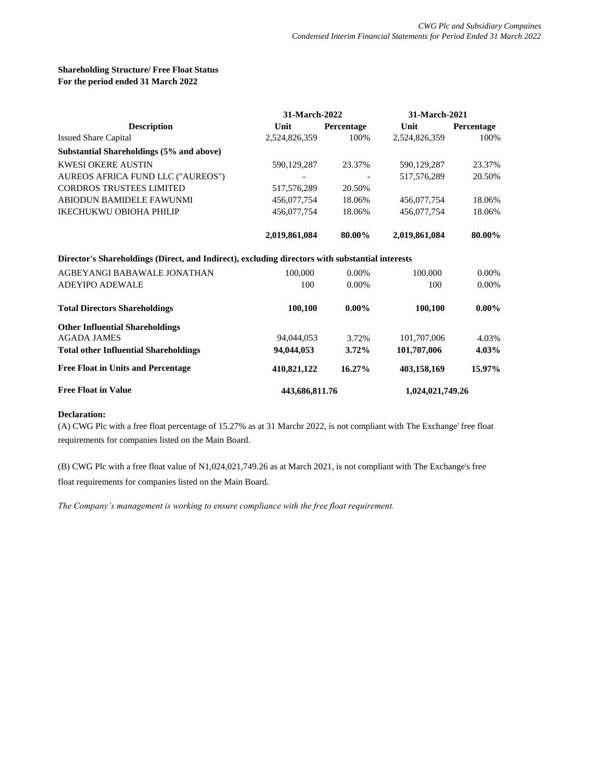**Shareholding Structure/ Free Float Status**
**For the period ended 31 March 2022**

| | 31-March-2022 | | 31-March-2021 | |
|---|---|---|---|---|
| **Description** | **Unit** | **Percentage** | **Unit** | **Percentage** |
| Issued Share Capital | 2,524,826,359 | 100% | 2,524,826,359 | 100% |
| **Substantial Shareholdings (5% and above)** | | | | |
| KWESI OKERE AUSTIN | 590,129,287 | 23.37% | 590,129,287 | 23.37% |
| AUREOS AFRICA FUND LLC ("AUREOS") | - | - | 517,576,289 | 20.50% |
| CORDROS TRUSTEES LIMITED | 517,576,289 | 20.50% | | |
| ABIODUN BAMIDELE FAWUNMI | 456,077,754 | 18.06% | 456,077,754 | 18.06% |
| IKECHUKWU OBIOHA PHILIP | 456,077,754 | 18.06% | 456,077,754 | 18.06% |
| | **2,019,861,084** | **80.00%** | **2,019,861,084** | **80.00%** |
| **Director's Shareholdings (Direct, and Indirect), excluding directors with substantial interests** | | | | |
| AGBEYANGI BABAWALE JONATHAN | 100,000 | 0.00% | 100,000 | 0.00% |
| ADEYIPO ADEWALE | 100 | 0.00% | 100 | 0.00% |
| **Total Directors Shareholdings** | **100,100** | **0.00%** | **100,100** | **0.00%** |
| **Other Influential Shareholdings** | | | | |
| AGADA JAMES | 94,044,053 | 3.72% | 101,707,006 | 4.03% |
| **Total other Influential Shareholdings** | **94,044,053** | **3.72%** | **101,707,006** | **4.03%** |
| **Free Float in Units and Percentage** | **410,821,122** | **16.27%** | **403,158,169** | **15.97%** |
| **Free Float in Value** | **443,686,811.76** | | **1,024,021,749.26** | |

**Declaration:**

(A) CWG Plc with a free float percentage of 15.27% as at 31 Marchr 2022, is not compliant with The Exchange' free float requirements for companies listed on the Main Board.

(B) CWG Plc with a free float value of N1,024,021,749.26 as at March 2021, is not compliant with The Exchange's free float requirements for companies listed on the Main Board.

*The Company's management is working to ensure compliance with the free float requirement.*